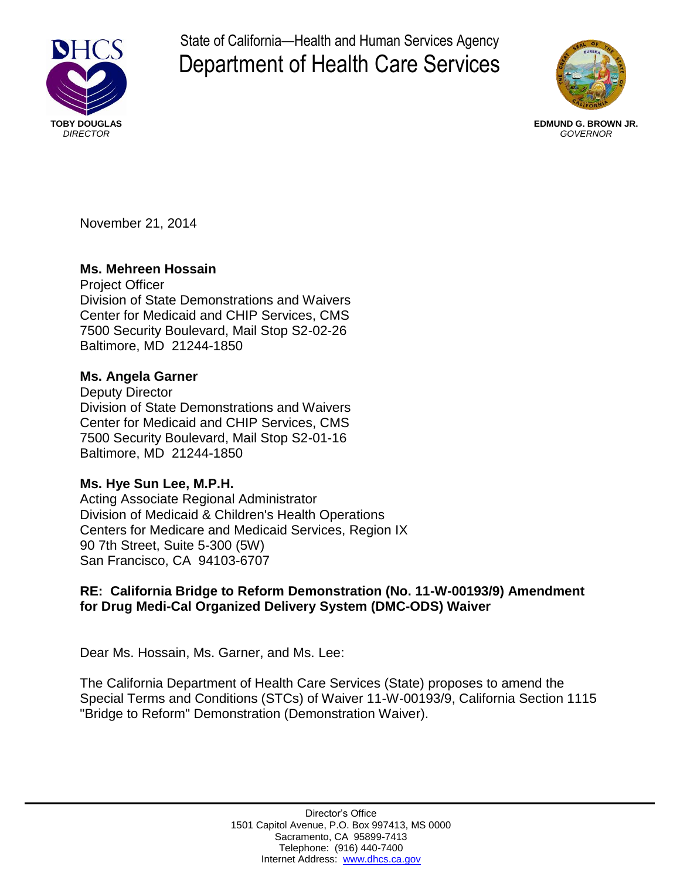State of California—Health and Human Services Agency

# Department of Health Care Services

**TOBY DOUGLAS**
*DIRECTOR*

**EDMUND G. BROWN JR.**
*GOVERNOR*

November 21, 2014

**Ms. Mehreen Hossain**
Project Officer
Division of State Demonstrations and Waivers
Center for Medicaid and CHIP Services, CMS
7500 Security Boulevard, Mail Stop S2-02-26
Baltimore, MD 21244-1850

**Ms. Angela Garner**
Deputy Director
Division of State Demonstrations and Waivers
Center for Medicaid and CHIP Services, CMS
7500 Security Boulevard, Mail Stop S2-01-16
Baltimore, MD 21244-1850

**Ms. Hye Sun Lee, M.P.H.**
Acting Associate Regional Administrator
Division of Medicaid & Children's Health Operations
Centers for Medicare and Medicaid Services, Region IX
90 7th Street, Suite 5-300 (5W)
San Francisco, CA 94103-6707

**RE: California Bridge to Reform Demonstration (No. 11-W-00193/9) Amendment for Drug Medi-Cal Organized Delivery System (DMC-ODS) Waiver**

Dear Ms. Hossain, Ms. Garner, and Ms. Lee:

The California Department of Health Care Services (State) proposes to amend the Special Terms and Conditions (STCs) of Waiver 11-W-00193/9, California Section 1115 "Bridge to Reform" Demonstration (Demonstration Waiver).

Director's Office
1501 Capitol Avenue, P.O. Box 997413, MS 0000
Sacramento, CA 95899-7413
Telephone: (916) 440-7400
Internet Address: www.dhcs.ca.gov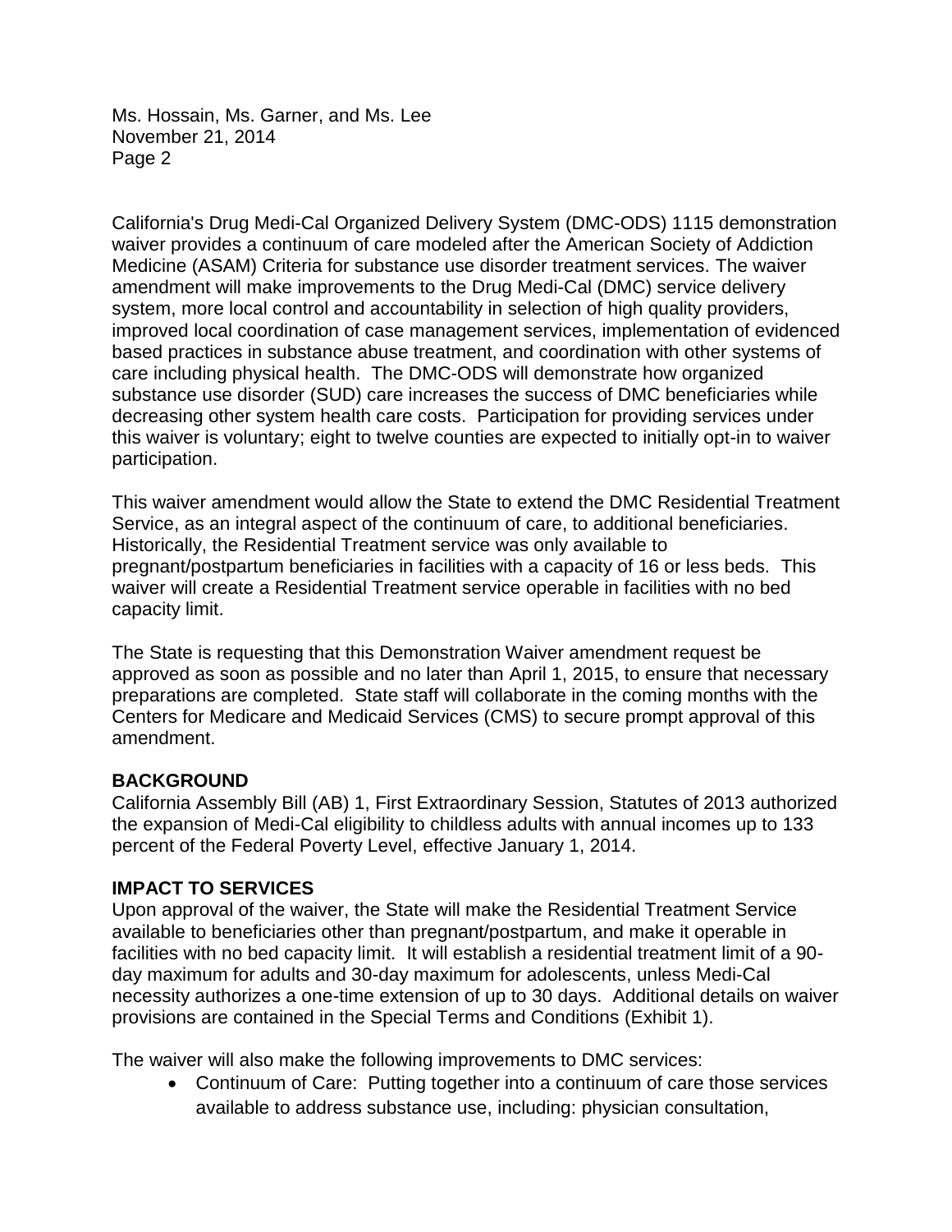California's Drug Medi-Cal Organized Delivery System (DMC-ODS) 1115 demonstration waiver provides a continuum of care modeled after the American Society of Addiction Medicine (ASAM) Criteria for substance use disorder treatment services. The waiver amendment will make improvements to the Drug Medi-Cal (DMC) service delivery system, more local control and accountability in selection of high quality providers, improved local coordination of case management services, implementation of evidenced based practices in substance abuse treatment, and coordination with other systems of care including physical health. The DMC-ODS will demonstrate how organized substance use disorder (SUD) care increases the success of DMC beneficiaries while decreasing other system health care costs. Participation for providing services under this waiver is voluntary; eight to twelve counties are expected to initially opt-in to waiver participation.

This waiver amendment would allow the State to extend the DMC Residential Treatment Service, as an integral aspect of the continuum of care, to additional beneficiaries. Historically, the Residential Treatment service was only available to pregnant/postpartum beneficiaries in facilities with a capacity of 16 or less beds. This waiver will create a Residential Treatment service operable in facilities with no bed capacity limit.

The State is requesting that this Demonstration Waiver amendment request be approved as soon as possible and no later than April 1, 2015, to ensure that necessary preparations are completed. State staff will collaborate in the coming months with the Centers for Medicare and Medicaid Services (CMS) to secure prompt approval of this amendment.

**BACKGROUND**

California Assembly Bill (AB) 1, First Extraordinary Session, Statutes of 2013 authorized the expansion of Medi-Cal eligibility to childless adults with annual incomes up to 133 percent of the Federal Poverty Level, effective January 1, 2014.

**IMPACT TO SERVICES**

Upon approval of the waiver, the State will make the Residential Treatment Service available to beneficiaries other than pregnant/postpartum, and make it operable in facilities with no bed capacity limit. It will establish a residential treatment limit of a 90-day maximum for adults and 30-day maximum for adolescents, unless Medi-Cal necessity authorizes a one-time extension of up to 30 days. Additional details on waiver provisions are contained in the Special Terms and Conditions (Exhibit 1).

The waiver will also make the following improvements to DMC services:

- Continuum of Care: Putting together into a continuum of care those services available to address substance use, including: physician consultation,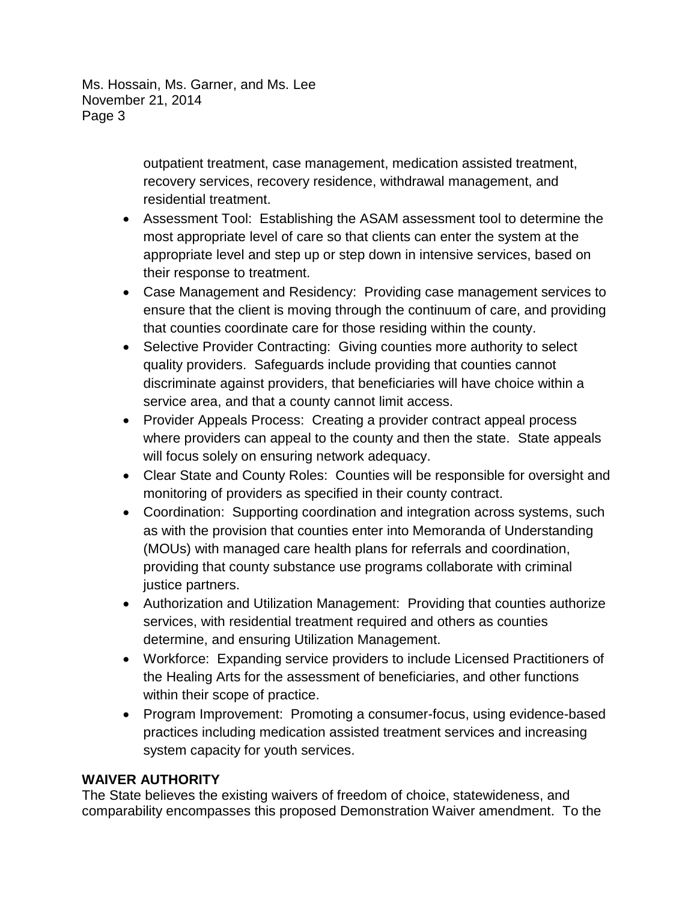outpatient treatment, case management, medication assisted treatment, recovery services, recovery residence, withdrawal management, and residential treatment.

- Assessment Tool: Establishing the ASAM assessment tool to determine the most appropriate level of care so that clients can enter the system at the appropriate level and step up or step down in intensive services, based on their response to treatment.
- Case Management and Residency: Providing case management services to ensure that the client is moving through the continuum of care, and providing that counties coordinate care for those residing within the county.
- Selective Provider Contracting: Giving counties more authority to select quality providers. Safeguards include providing that counties cannot discriminate against providers, that beneficiaries will have choice within a service area, and that a county cannot limit access.
- Provider Appeals Process: Creating a provider contract appeal process where providers can appeal to the county and then the state. State appeals will focus solely on ensuring network adequacy.
- Clear State and County Roles: Counties will be responsible for oversight and monitoring of providers as specified in their county contract.
- Coordination: Supporting coordination and integration across systems, such as with the provision that counties enter into Memoranda of Understanding (MOUs) with managed care health plans for referrals and coordination, providing that county substance use programs collaborate with criminal justice partners.
- Authorization and Utilization Management: Providing that counties authorize services, with residential treatment required and others as counties determine, and ensuring Utilization Management.
- Workforce: Expanding service providers to include Licensed Practitioners of the Healing Arts for the assessment of beneficiaries, and other functions within their scope of practice.
- Program Improvement: Promoting a consumer-focus, using evidence-based practices including medication assisted treatment services and increasing system capacity for youth services.

**WAIVER AUTHORITY**

The State believes the existing waivers of freedom of choice, statewideness, and comparability encompasses this proposed Demonstration Waiver amendment. To the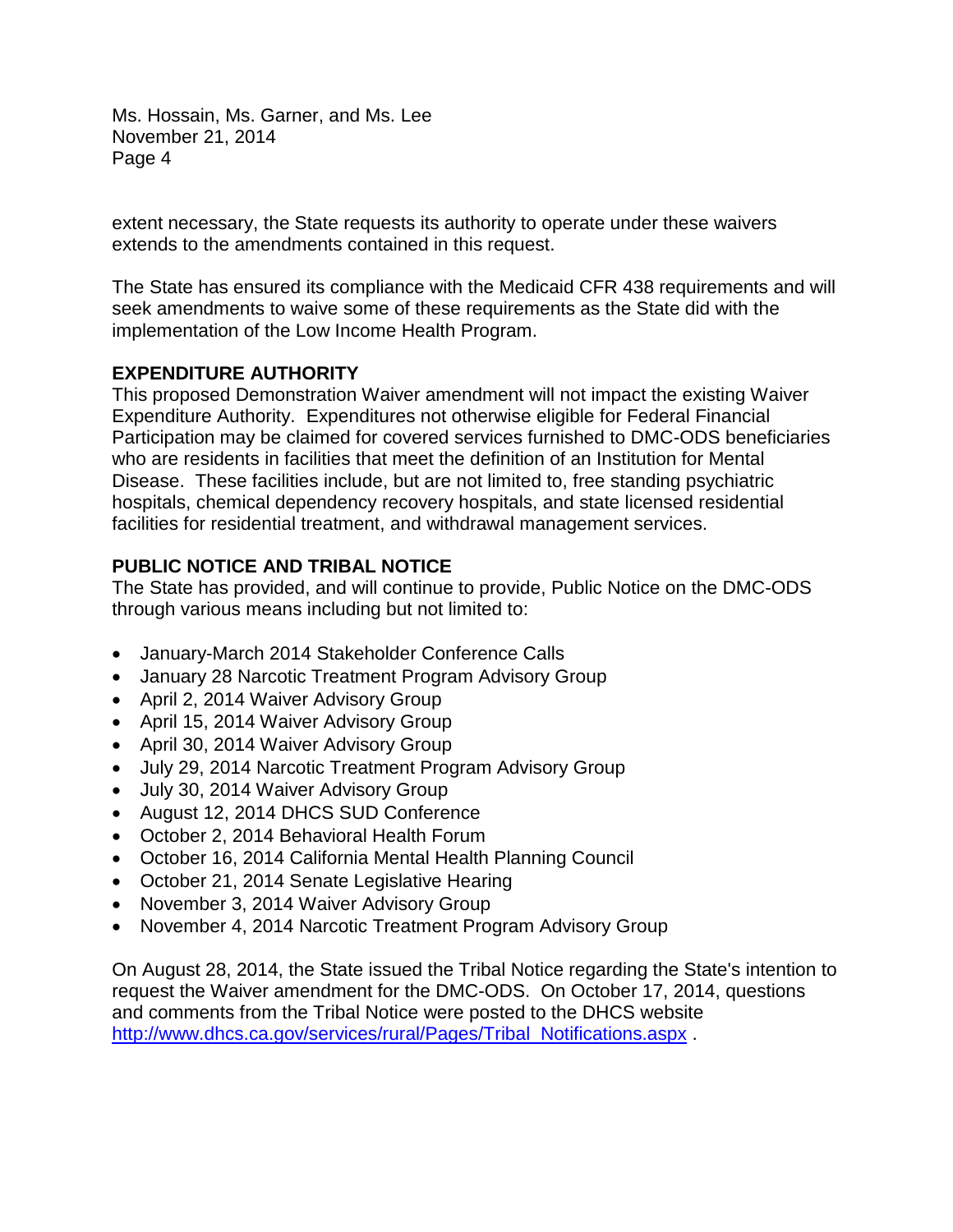extent necessary, the State requests its authority to operate under these waivers extends to the amendments contained in this request.

The State has ensured its compliance with the Medicaid CFR 438 requirements and will seek amendments to waive some of these requirements as the State did with the implementation of the Low Income Health Program.

## EXPENDITURE AUTHORITY

This proposed Demonstration Waiver amendment will not impact the existing Waiver Expenditure Authority. Expenditures not otherwise eligible for Federal Financial Participation may be claimed for covered services furnished to DMC-ODS beneficiaries who are residents in facilities that meet the definition of an Institution for Mental Disease. These facilities include, but are not limited to, free standing psychiatric hospitals, chemical dependency recovery hospitals, and state licensed residential facilities for residential treatment, and withdrawal management services.

## PUBLIC NOTICE AND TRIBAL NOTICE

The State has provided, and will continue to provide, Public Notice on the DMC-ODS through various means including but not limited to:

- January-March 2014 Stakeholder Conference Calls
- January 28 Narcotic Treatment Program Advisory Group
- April 2, 2014 Waiver Advisory Group
- April 15, 2014 Waiver Advisory Group
- April 30, 2014 Waiver Advisory Group
- July 29, 2014 Narcotic Treatment Program Advisory Group
- July 30, 2014 Waiver Advisory Group
- August 12, 2014 DHCS SUD Conference
- October 2, 2014 Behavioral Health Forum
- October 16, 2014 California Mental Health Planning Council
- October 21, 2014 Senate Legislative Hearing
- November 3, 2014 Waiver Advisory Group
- November 4, 2014 Narcotic Treatment Program Advisory Group

On August 28, 2014, the State issued the Tribal Notice regarding the State's intention to request the Waiver amendment for the DMC-ODS. On October 17, 2014, questions and comments from the Tribal Notice were posted to the DHCS website http://www.dhcs.ca.gov/services/rural/Pages/Tribal_Notifications.aspx .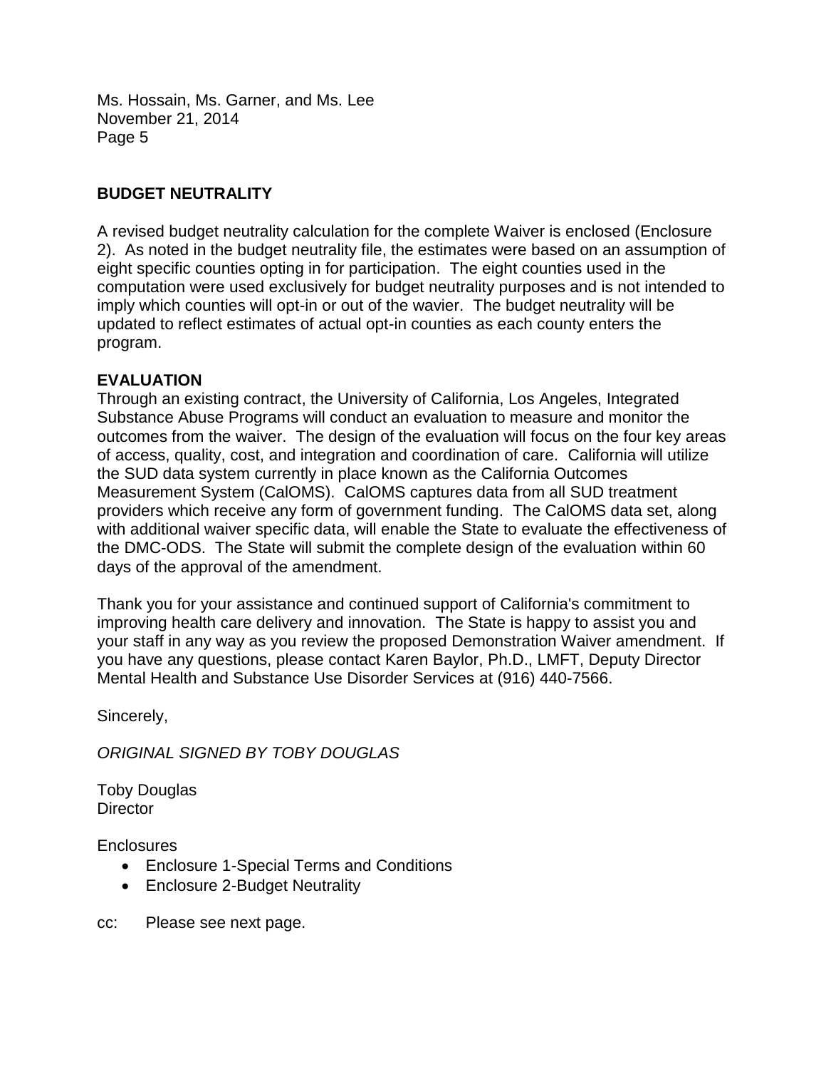## BUDGET NEUTRALITY

A revised budget neutrality calculation for the complete Waiver is enclosed (Enclosure 2). As noted in the budget neutrality file, the estimates were based on an assumption of eight specific counties opting in for participation. The eight counties used in the computation were used exclusively for budget neutrality purposes and is not intended to imply which counties will opt-in or out of the wavier. The budget neutrality will be updated to reflect estimates of actual opt-in counties as each county enters the program.

## EVALUATION

Through an existing contract, the University of California, Los Angeles, Integrated Substance Abuse Programs will conduct an evaluation to measure and monitor the outcomes from the waiver. The design of the evaluation will focus on the four key areas of access, quality, cost, and integration and coordination of care. California will utilize the SUD data system currently in place known as the California Outcomes Measurement System (CalOMS). CalOMS captures data from all SUD treatment providers which receive any form of government funding. The CalOMS data set, along with additional waiver specific data, will enable the State to evaluate the effectiveness of the DMC-ODS. The State will submit the complete design of the evaluation within 60 days of the approval of the amendment.

Thank you for your assistance and continued support of California's commitment to improving health care delivery and innovation. The State is happy to assist you and your staff in any way as you review the proposed Demonstration Waiver amendment. If you have any questions, please contact Karen Baylor, Ph.D., LMFT, Deputy Director Mental Health and Substance Use Disorder Services at (916) 440-7566.

Sincerely,

*ORIGINAL SIGNED BY TOBY DOUGLAS*

Toby Douglas
Director

Enclosures

- Enclosure 1-Special Terms and Conditions
- Enclosure 2-Budget Neutrality

cc: Please see next page.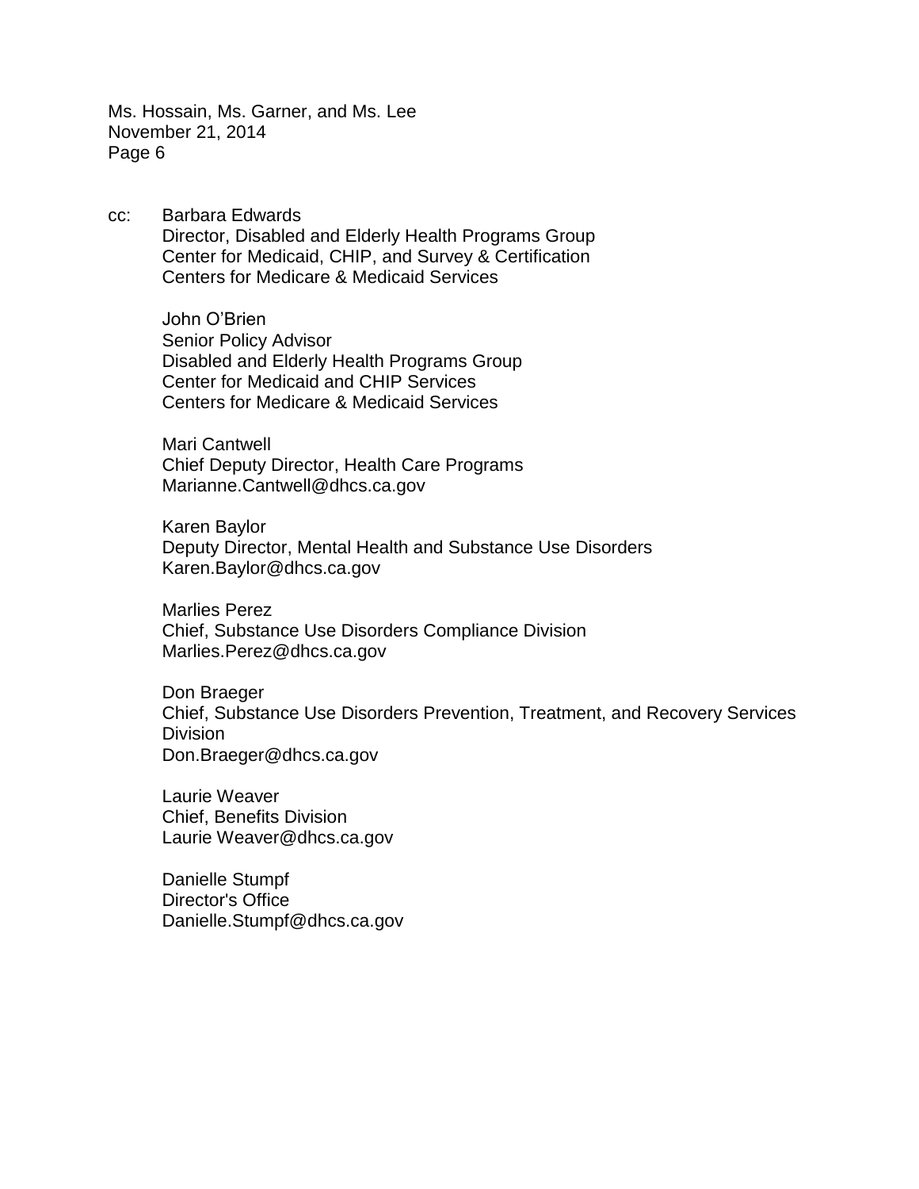cc: Barbara Edwards
Director, Disabled and Elderly Health Programs Group
Center for Medicaid, CHIP, and Survey & Certification
Centers for Medicare & Medicaid Services

John O'Brien
Senior Policy Advisor
Disabled and Elderly Health Programs Group
Center for Medicaid and CHIP Services
Centers for Medicare & Medicaid Services

Mari Cantwell
Chief Deputy Director, Health Care Programs
Marianne.Cantwell@dhcs.ca.gov

Karen Baylor
Deputy Director, Mental Health and Substance Use Disorders
Karen.Baylor@dhcs.ca.gov

Marlies Perez
Chief, Substance Use Disorders Compliance Division
Marlies.Perez@dhcs.ca.gov

Don Braeger
Chief, Substance Use Disorders Prevention, Treatment, and Recovery Services Division
Don.Braeger@dhcs.ca.gov

Laurie Weaver
Chief, Benefits Division
Laurie Weaver@dhcs.ca.gov

Danielle Stumpf
Director's Office
Danielle.Stumpf@dhcs.ca.gov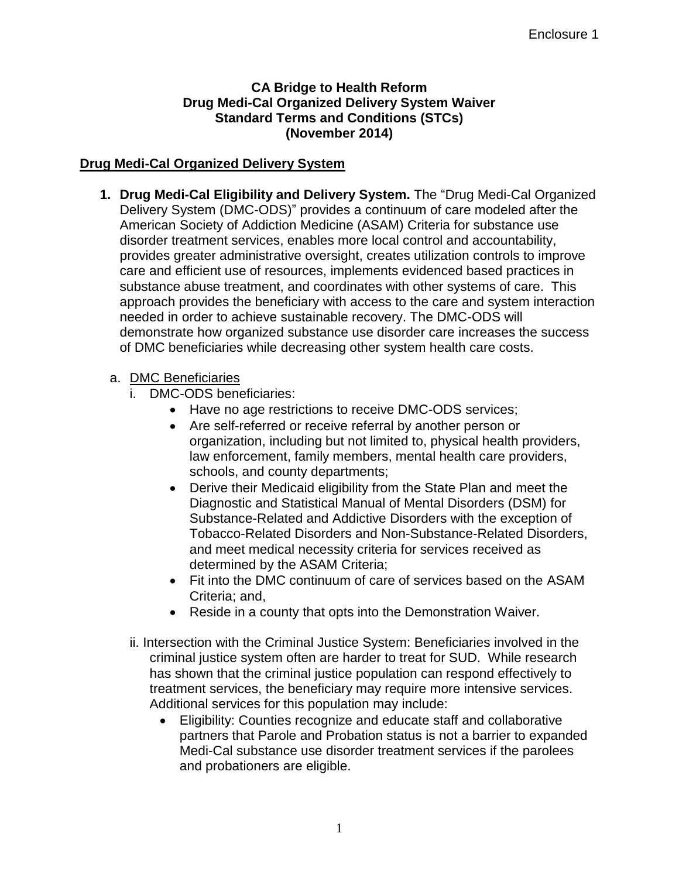Enclosure 1

**CA Bridge to Health Reform**
**Drug Medi-Cal Organized Delivery System Waiver**
**Standard Terms and Conditions (STCs)**
**(November 2014)**

## Drug Medi-Cal Organized Delivery System

1. **Drug Medi-Cal Eligibility and Delivery System.** The “Drug Medi-Cal Organized Delivery System (DMC-ODS)” provides a continuum of care modeled after the American Society of Addiction Medicine (ASAM) Criteria for substance use disorder treatment services, enables more local control and accountability, provides greater administrative oversight, creates utilization controls to improve care and efficient use of resources, implements evidenced based practices in substance abuse treatment, and coordinates with other systems of care. This approach provides the beneficiary with access to the care and system interaction needed in order to achieve sustainable recovery. The DMC-ODS will demonstrate how organized substance use disorder care increases the success of DMC beneficiaries while decreasing other system health care costs.

   a. DMC Beneficiaries

      i. DMC-ODS beneficiaries:

         - Have no age restrictions to receive DMC-ODS services;
         - Are self-referred or receive referral by another person or organization, including but not limited to, physical health providers, law enforcement, family members, mental health care providers, schools, and county departments;
         - Derive their Medicaid eligibility from the State Plan and meet the Diagnostic and Statistical Manual of Mental Disorders (DSM) for Substance-Related and Addictive Disorders with the exception of Tobacco-Related Disorders and Non-Substance-Related Disorders, and meet medical necessity criteria for services received as determined by the ASAM Criteria;
         - Fit into the DMC continuum of care of services based on the ASAM Criteria; and,
         - Reside in a county that opts into the Demonstration Waiver.

      ii. Intersection with the Criminal Justice System: Beneficiaries involved in the criminal justice system often are harder to treat for SUD. While research has shown that the criminal justice population can respond effectively to treatment services, the beneficiary may require more intensive services. Additional services for this population may include:

         - Eligibility: Counties recognize and educate staff and collaborative partners that Parole and Probation status is not a barrier to expanded Medi-Cal substance use disorder treatment services if the parolees and probationers are eligible.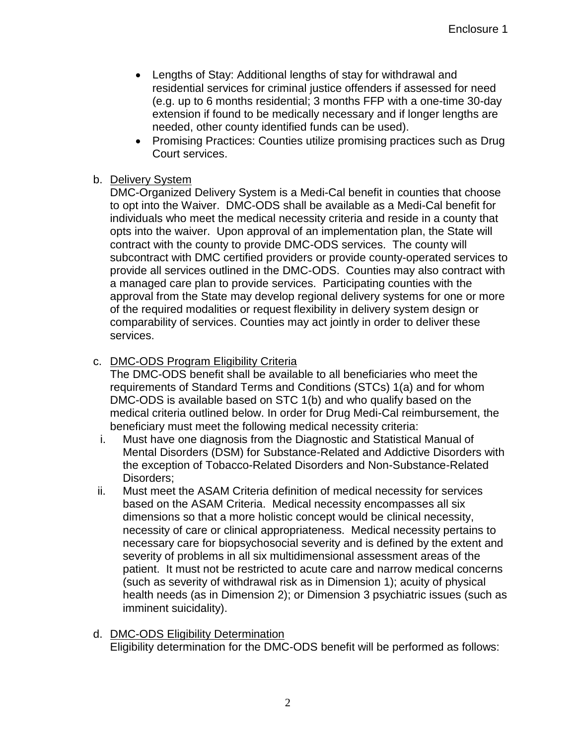- Lengths of Stay: Additional lengths of stay for withdrawal and residential services for criminal justice offenders if assessed for need (e.g. up to 6 months residential; 3 months FFP with a one-time 30-day extension if found to be medically necessary and if longer lengths are needed, other county identified funds can be used).
- Promising Practices: Counties utilize promising practices such as Drug Court services.

b. <u>Delivery System</u>

DMC-Organized Delivery System is a Medi-Cal benefit in counties that choose to opt into the Waiver. DMC-ODS shall be available as a Medi-Cal benefit for individuals who meet the medical necessity criteria and reside in a county that opts into the waiver. Upon approval of an implementation plan, the State will contract with the county to provide DMC-ODS services. The county will subcontract with DMC certified providers or provide county-operated services to provide all services outlined in the DMC-ODS. Counties may also contract with a managed care plan to provide services. Participating counties with the approval from the State may develop regional delivery systems for one or more of the required modalities or request flexibility in delivery system design or comparability of services. Counties may act jointly in order to deliver these services.

c. <u>DMC-ODS Program Eligibility Criteria</u>

The DMC-ODS benefit shall be available to all beneficiaries who meet the requirements of Standard Terms and Conditions (STCs) 1(a) and for whom DMC-ODS is available based on STC 1(b) and who qualify based on the medical criteria outlined below. In order for Drug Medi-Cal reimbursement, the beneficiary must meet the following medical necessity criteria:

i. Must have one diagnosis from the Diagnostic and Statistical Manual of Mental Disorders (DSM) for Substance-Related and Addictive Disorders with the exception of Tobacco-Related Disorders and Non-Substance-Related Disorders;

ii. Must meet the ASAM Criteria definition of medical necessity for services based on the ASAM Criteria. Medical necessity encompasses all six dimensions so that a more holistic concept would be clinical necessity, necessity of care or clinical appropriateness. Medical necessity pertains to necessary care for biopsychosocial severity and is defined by the extent and severity of problems in all six multidimensional assessment areas of the patient. It must not be restricted to acute care and narrow medical concerns (such as severity of withdrawal risk as in Dimension 1); acuity of physical health needs (as in Dimension 2); or Dimension 3 psychiatric issues (such as imminent suicidality).

d. <u>DMC-ODS Eligibility Determination</u>

Eligibility determination for the DMC-ODS benefit will be performed as follows: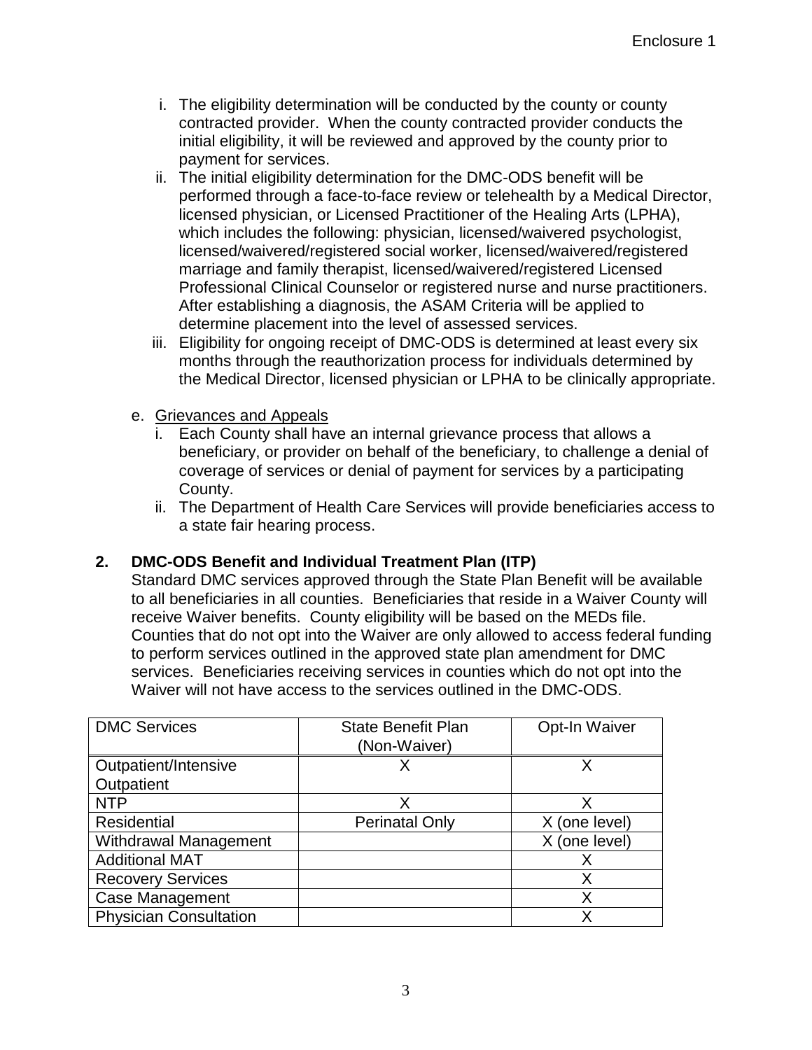i. The eligibility determination will be conducted by the county or county contracted provider. When the county contracted provider conducts the initial eligibility, it will be reviewed and approved by the county prior to payment for services.

ii. The initial eligibility determination for the DMC-ODS benefit will be performed through a face-to-face review or telehealth by a Medical Director, licensed physician, or Licensed Practitioner of the Healing Arts (LPHA), which includes the following: physician, licensed/waivered psychologist, licensed/waivered/registered social worker, licensed/waivered/registered marriage and family therapist, licensed/waivered/registered Licensed Professional Clinical Counselor or registered nurse and nurse practitioners. After establishing a diagnosis, the ASAM Criteria will be applied to determine placement into the level of assessed services.

iii. Eligibility for ongoing receipt of DMC-ODS is determined at least every six months through the reauthorization process for individuals determined by the Medical Director, licensed physician or LPHA to be clinically appropriate.

e. Grievances and Appeals

i. Each County shall have an internal grievance process that allows a beneficiary, or provider on behalf of the beneficiary, to challenge a denial of coverage of services or denial of payment for services by a participating County.

ii. The Department of Health Care Services will provide beneficiaries access to a state fair hearing process.

## 2. DMC-ODS Benefit and Individual Treatment Plan (ITP)

Standard DMC services approved through the State Plan Benefit will be available to all beneficiaries in all counties. Beneficiaries that reside in a Waiver County will receive Waiver benefits. County eligibility will be based on the MEDs file. Counties that do not opt into the Waiver are only allowed to access federal funding to perform services outlined in the approved state plan amendment for DMC services. Beneficiaries receiving services in counties which do not opt into the Waiver will not have access to the services outlined in the DMC-ODS.

| DMC Services | State Benefit Plan (Non-Waiver) | Opt-In Waiver |
|---|---|---|
| Outpatient/Intensive Outpatient | X | X |
| NTP | X | X |
| Residential | Perinatal Only | X (one level) |
| Withdrawal Management | | X (one level) |
| Additional MAT | | X |
| Recovery Services | | X |
| Case Management | | X |
| Physician Consultation | | X |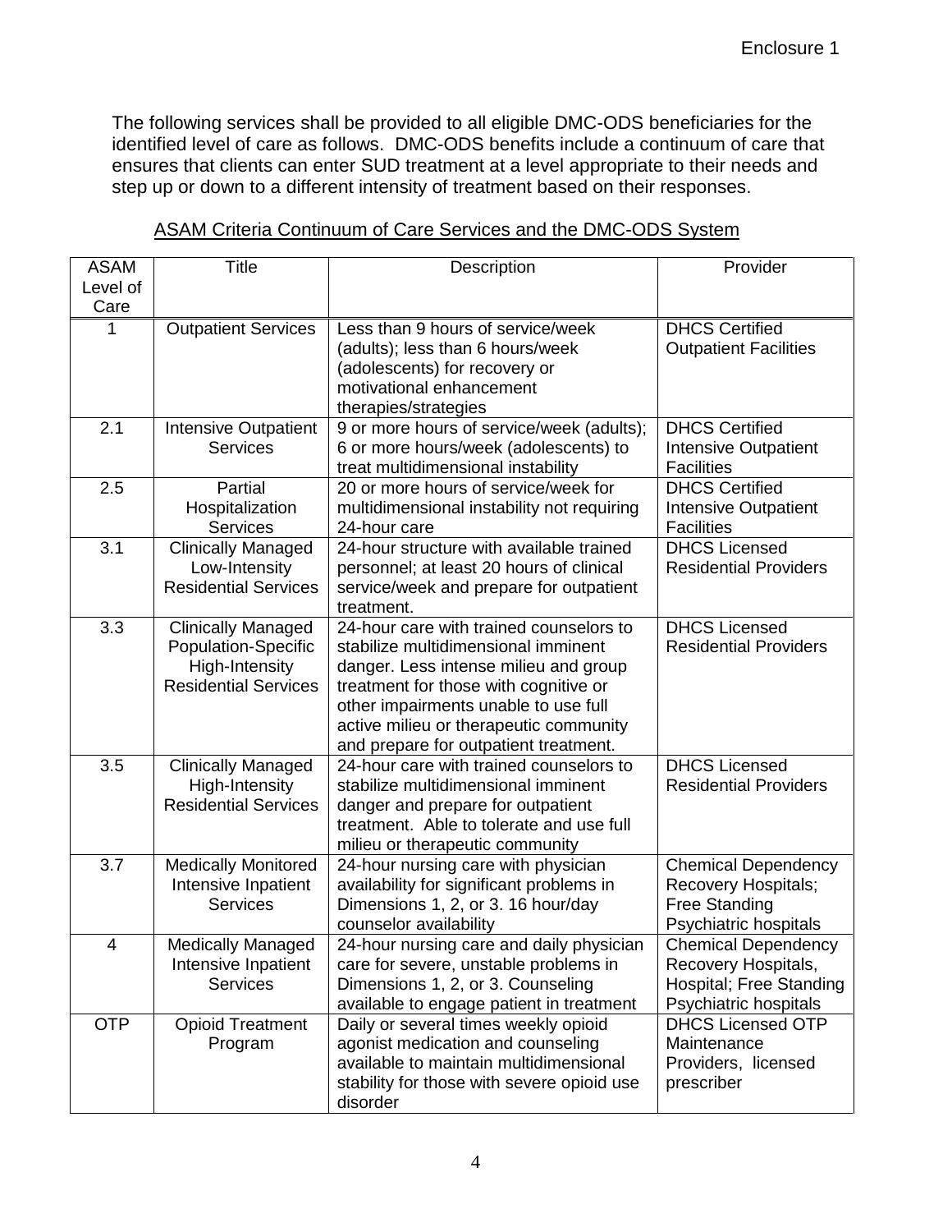Enclosure 1

The following services shall be provided to all eligible DMC-ODS beneficiaries for the identified level of care as follows. DMC-ODS benefits include a continuum of care that ensures that clients can enter SUD treatment at a level appropriate to their needs and step up or down to a different intensity of treatment based on their responses.

<u>ASAM Criteria Continuum of Care Services and the DMC-ODS System</u>

| ASAM Level of Care | Title | Description | Provider |
|---|---|---|---|
| 1 | Outpatient Services | Less than 9 hours of service/week (adults); less than 6 hours/week (adolescents) for recovery or motivational enhancement therapies/strategies | DHCS Certified Outpatient Facilities |
| 2.1 | Intensive Outpatient Services | 9 or more hours of service/week (adults); 6 or more hours/week (adolescents) to treat multidimensional instability | DHCS Certified Intensive Outpatient Facilities |
| 2.5 | Partial Hospitalization Services | 20 or more hours of service/week for multidimensional instability not requiring 24-hour care | DHCS Certified Intensive Outpatient Facilities |
| 3.1 | Clinically Managed Low-Intensity Residential Services | 24-hour structure with available trained personnel; at least 20 hours of clinical service/week and prepare for outpatient treatment. | DHCS Licensed Residential Providers |
| 3.3 | Clinically Managed Population-Specific High-Intensity Residential Services | 24-hour care with trained counselors to stabilize multidimensional imminent danger. Less intense milieu and group treatment for those with cognitive or other impairments unable to use full active milieu or therapeutic community and prepare for outpatient treatment. | DHCS Licensed Residential Providers |
| 3.5 | Clinically Managed High-Intensity Residential Services | 24-hour care with trained counselors to stabilize multidimensional imminent danger and prepare for outpatient treatment. Able to tolerate and use full milieu or therapeutic community | DHCS Licensed Residential Providers |
| 3.7 | Medically Monitored Intensive Inpatient Services | 24-hour nursing care with physician availability for significant problems in Dimensions 1, 2, or 3. 16 hour/day counselor availability | Chemical Dependency Recovery Hospitals; Free Standing Psychiatric hospitals |
| 4 | Medically Managed Intensive Inpatient Services | 24-hour nursing care and daily physician care for severe, unstable problems in Dimensions 1, 2, or 3. Counseling available to engage patient in treatment | Chemical Dependency Recovery Hospitals, Hospital; Free Standing Psychiatric hospitals |
| OTP | Opioid Treatment Program | Daily or several times weekly opioid agonist medication and counseling available to maintain multidimensional stability for those with severe opioid use disorder | DHCS Licensed OTP Maintenance Providers, licensed prescriber |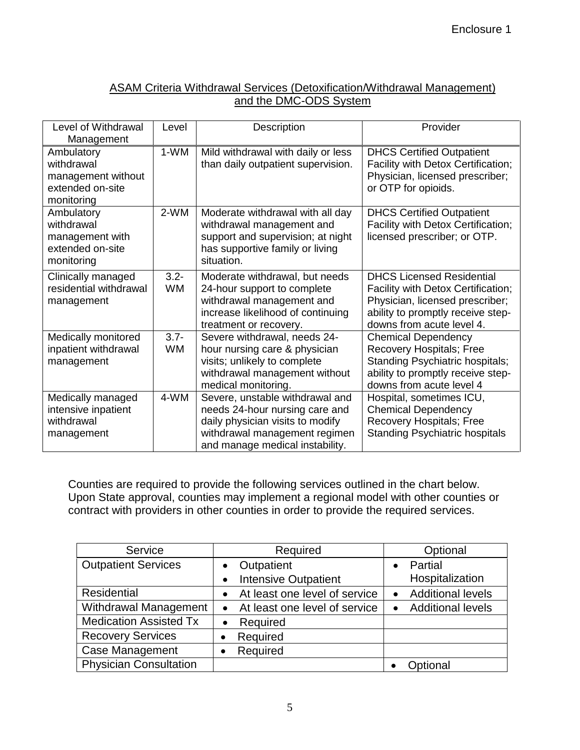Enclosure 1

## ASAM Criteria Withdrawal Services (Detoxification/Withdrawal Management) and the DMC-ODS System

| Level of Withdrawal Management | Level | Description | Provider |
|---|---|---|---|
| Ambulatory withdrawal management without extended on-site monitoring | 1-WM | Mild withdrawal with daily or less than daily outpatient supervision. | DHCS Certified Outpatient Facility with Detox Certification; Physician, licensed prescriber; or OTP for opioids. |
| Ambulatory withdrawal management with extended on-site monitoring | 2-WM | Moderate withdrawal with all day withdrawal management and support and supervision; at night has supportive family or living situation. | DHCS Certified Outpatient Facility with Detox Certification; licensed prescriber; or OTP. |
| Clinically managed residential withdrawal management | 3.2-WM | Moderate withdrawal, but needs 24-hour support to complete withdrawal management and increase likelihood of continuing treatment or recovery. | DHCS Licensed Residential Facility with Detox Certification; Physician, licensed prescriber; ability to promptly receive step-downs from acute level 4. |
| Medically monitored inpatient withdrawal management | 3.7-WM | Severe withdrawal, needs 24-hour nursing care & physician visits; unlikely to complete withdrawal management without medical monitoring. | Chemical Dependency Recovery Hospitals; Free Standing Psychiatric hospitals; ability to promptly receive step-downs from acute level 4 |
| Medically managed intensive inpatient withdrawal management | 4-WM | Severe, unstable withdrawal and needs 24-hour nursing care and daily physician visits to modify withdrawal management regimen and manage medical instability. | Hospital, sometimes ICU, Chemical Dependency Recovery Hospitals; Free Standing Psychiatric hospitals |

Counties are required to provide the following services outlined in the chart below. Upon State approval, counties may implement a regional model with other counties or contract with providers in other counties in order to provide the required services.

| Service | Required | Optional |
|---|---|---|
| Outpatient Services | • Outpatient<br>• Intensive Outpatient | • Partial Hospitalization |
| Residential | • At least one level of service | • Additional levels |
| Withdrawal Management | • At least one level of service | • Additional levels |
| Medication Assisted Tx | • Required | |
| Recovery Services | • Required | |
| Case Management | • Required | |
| Physician Consultation | | • Optional |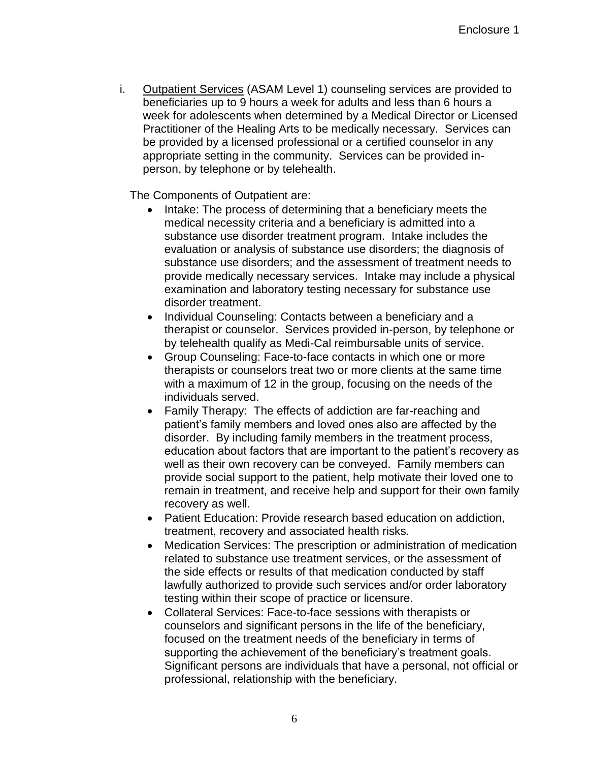i. <u>Outpatient Services</u> (ASAM Level 1) counseling services are provided to beneficiaries up to 9 hours a week for adults and less than 6 hours a week for adolescents when determined by a Medical Director or Licensed Practitioner of the Healing Arts to be medically necessary. Services can be provided by a licensed professional or a certified counselor in any appropriate setting in the community. Services can be provided in-person, by telephone or by telehealth.

The Components of Outpatient are:

- Intake: The process of determining that a beneficiary meets the medical necessity criteria and a beneficiary is admitted into a substance use disorder treatment program. Intake includes the evaluation or analysis of substance use disorders; the diagnosis of substance use disorders; and the assessment of treatment needs to provide medically necessary services. Intake may include a physical examination and laboratory testing necessary for substance use disorder treatment.
- Individual Counseling: Contacts between a beneficiary and a therapist or counselor. Services provided in-person, by telephone or by telehealth qualify as Medi-Cal reimbursable units of service.
- Group Counseling: Face-to-face contacts in which one or more therapists or counselors treat two or more clients at the same time with a maximum of 12 in the group, focusing on the needs of the individuals served.
- Family Therapy: The effects of addiction are far-reaching and patient's family members and loved ones also are affected by the disorder. By including family members in the treatment process, education about factors that are important to the patient's recovery as well as their own recovery can be conveyed. Family members can provide social support to the patient, help motivate their loved one to remain in treatment, and receive help and support for their own family recovery as well.
- Patient Education: Provide research based education on addiction, treatment, recovery and associated health risks.
- Medication Services: The prescription or administration of medication related to substance use treatment services, or the assessment of the side effects or results of that medication conducted by staff lawfully authorized to provide such services and/or order laboratory testing within their scope of practice or licensure.
- Collateral Services: Face-to-face sessions with therapists or counselors and significant persons in the life of the beneficiary, focused on the treatment needs of the beneficiary in terms of supporting the achievement of the beneficiary's treatment goals. Significant persons are individuals that have a personal, not official or professional, relationship with the beneficiary.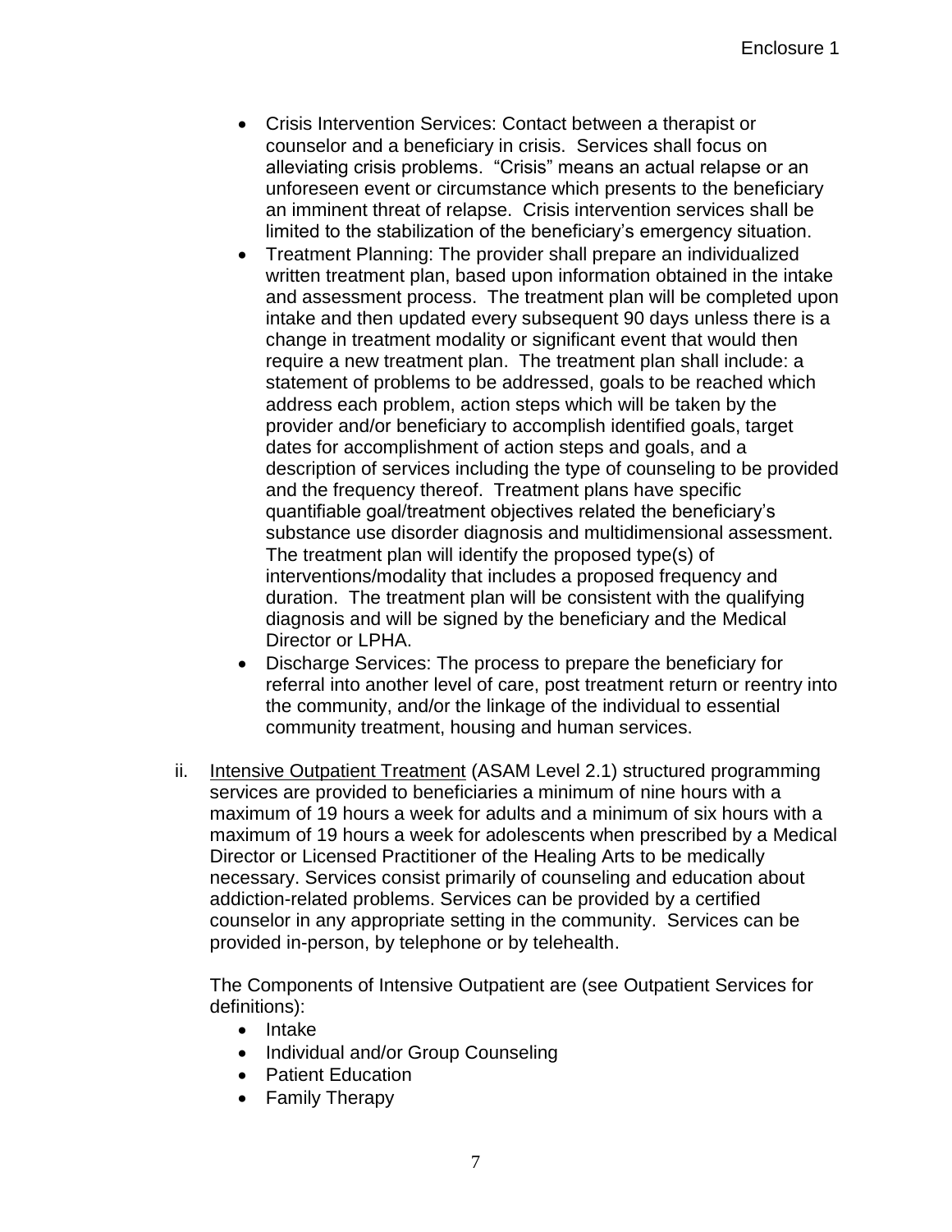- Crisis Intervention Services: Contact between a therapist or counselor and a beneficiary in crisis. Services shall focus on alleviating crisis problems. "Crisis" means an actual relapse or an unforeseen event or circumstance which presents to the beneficiary an imminent threat of relapse. Crisis intervention services shall be limited to the stabilization of the beneficiary's emergency situation.
- Treatment Planning: The provider shall prepare an individualized written treatment plan, based upon information obtained in the intake and assessment process. The treatment plan will be completed upon intake and then updated every subsequent 90 days unless there is a change in treatment modality or significant event that would then require a new treatment plan. The treatment plan shall include: a statement of problems to be addressed, goals to be reached which address each problem, action steps which will be taken by the provider and/or beneficiary to accomplish identified goals, target dates for accomplishment of action steps and goals, and a description of services including the type of counseling to be provided and the frequency thereof. Treatment plans have specific quantifiable goal/treatment objectives related the beneficiary's substance use disorder diagnosis and multidimensional assessment. The treatment plan will identify the proposed type(s) of interventions/modality that includes a proposed frequency and duration. The treatment plan will be consistent with the qualifying diagnosis and will be signed by the beneficiary and the Medical Director or LPHA.
- Discharge Services: The process to prepare the beneficiary for referral into another level of care, post treatment return or reentry into the community, and/or the linkage of the individual to essential community treatment, housing and human services.

ii. Intensive Outpatient Treatment (ASAM Level 2.1) structured programming services are provided to beneficiaries a minimum of nine hours with a maximum of 19 hours a week for adults and a minimum of six hours with a maximum of 19 hours a week for adolescents when prescribed by a Medical Director or Licensed Practitioner of the Healing Arts to be medically necessary. Services consist primarily of counseling and education about addiction-related problems. Services can be provided by a certified counselor in any appropriate setting in the community. Services can be provided in-person, by telephone or by telehealth.

The Components of Intensive Outpatient are (see Outpatient Services for definitions):

- Intake
- Individual and/or Group Counseling
- Patient Education
- Family Therapy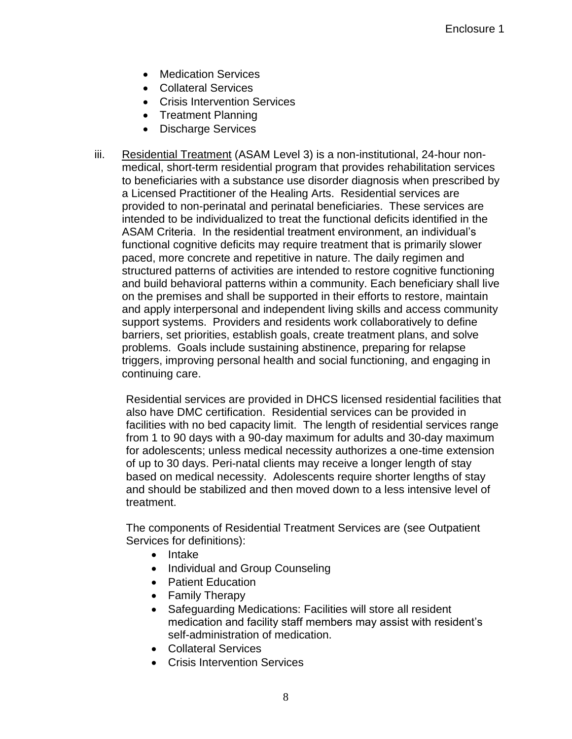- Medication Services
- Collateral Services
- Crisis Intervention Services
- Treatment Planning
- Discharge Services

iii. <u>Residential Treatment</u> (ASAM Level 3) is a non-institutional, 24-hour non-medical, short-term residential program that provides rehabilitation services to beneficiaries with a substance use disorder diagnosis when prescribed by a Licensed Practitioner of the Healing Arts. Residential services are provided to non-perinatal and perinatal beneficiaries. These services are intended to be individualized to treat the functional deficits identified in the ASAM Criteria. In the residential treatment environment, an individual's functional cognitive deficits may require treatment that is primarily slower paced, more concrete and repetitive in nature. The daily regimen and structured patterns of activities are intended to restore cognitive functioning and build behavioral patterns within a community. Each beneficiary shall live on the premises and shall be supported in their efforts to restore, maintain and apply interpersonal and independent living skills and access community support systems. Providers and residents work collaboratively to define barriers, set priorities, establish goals, create treatment plans, and solve problems. Goals include sustaining abstinence, preparing for relapse triggers, improving personal health and social functioning, and engaging in continuing care.

   Residential services are provided in DHCS licensed residential facilities that also have DMC certification. Residential services can be provided in facilities with no bed capacity limit. The length of residential services range from 1 to 90 days with a 90-day maximum for adults and 30-day maximum for adolescents; unless medical necessity authorizes a one-time extension of up to 30 days. Peri-natal clients may receive a longer length of stay based on medical necessity. Adolescents require shorter lengths of stay and should be stabilized and then moved down to a less intensive level of treatment.

   The components of Residential Treatment Services are (see Outpatient Services for definitions):

   - Intake
   - Individual and Group Counseling
   - Patient Education
   - Family Therapy
   - Safeguarding Medications: Facilities will store all resident medication and facility staff members may assist with resident's self-administration of medication.
   - Collateral Services
   - Crisis Intervention Services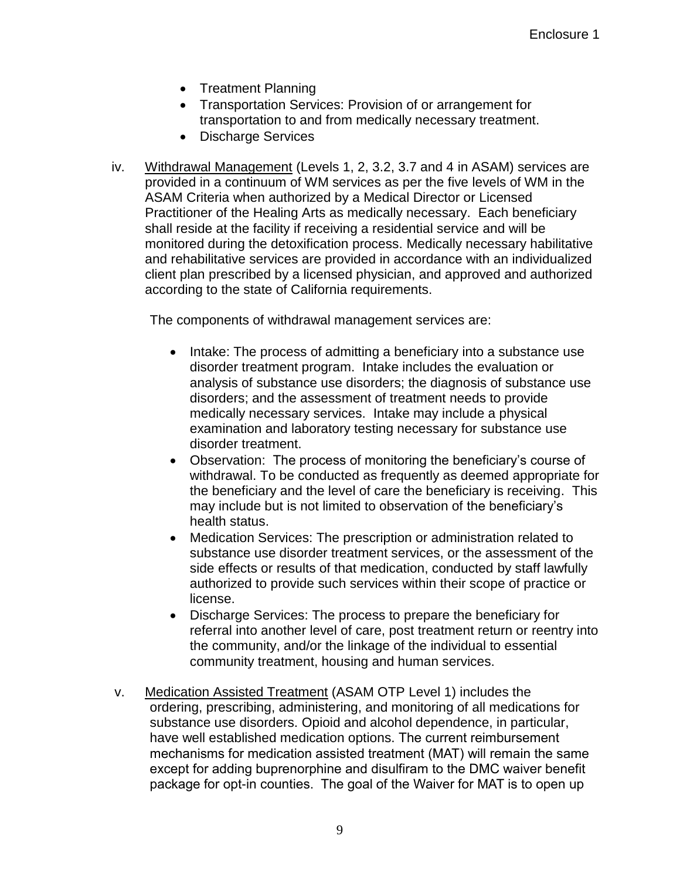- Treatment Planning
- Transportation Services: Provision of or arrangement for transportation to and from medically necessary treatment.
- Discharge Services

iv. Withdrawal Management (Levels 1, 2, 3.2, 3.7 and 4 in ASAM) services are provided in a continuum of WM services as per the five levels of WM in the ASAM Criteria when authorized by a Medical Director or Licensed Practitioner of the Healing Arts as medically necessary. Each beneficiary shall reside at the facility if receiving a residential service and will be monitored during the detoxification process. Medically necessary habilitative and rehabilitative services are provided in accordance with an individualized client plan prescribed by a licensed physician, and approved and authorized according to the state of California requirements.

The components of withdrawal management services are:

- Intake: The process of admitting a beneficiary into a substance use disorder treatment program. Intake includes the evaluation or analysis of substance use disorders; the diagnosis of substance use disorders; and the assessment of treatment needs to provide medically necessary services. Intake may include a physical examination and laboratory testing necessary for substance use disorder treatment.
- Observation: The process of monitoring the beneficiary's course of withdrawal. To be conducted as frequently as deemed appropriate for the beneficiary and the level of care the beneficiary is receiving. This may include but is not limited to observation of the beneficiary's health status.
- Medication Services: The prescription or administration related to substance use disorder treatment services, or the assessment of the side effects or results of that medication, conducted by staff lawfully authorized to provide such services within their scope of practice or license.
- Discharge Services: The process to prepare the beneficiary for referral into another level of care, post treatment return or reentry into the community, and/or the linkage of the individual to essential community treatment, housing and human services.

v. Medication Assisted Treatment (ASAM OTP Level 1) includes the ordering, prescribing, administering, and monitoring of all medications for substance use disorders. Opioid and alcohol dependence, in particular, have well established medication options. The current reimbursement mechanisms for medication assisted treatment (MAT) will remain the same except for adding buprenorphine and disulfiram to the DMC waiver benefit package for opt-in counties. The goal of the Waiver for MAT is to open up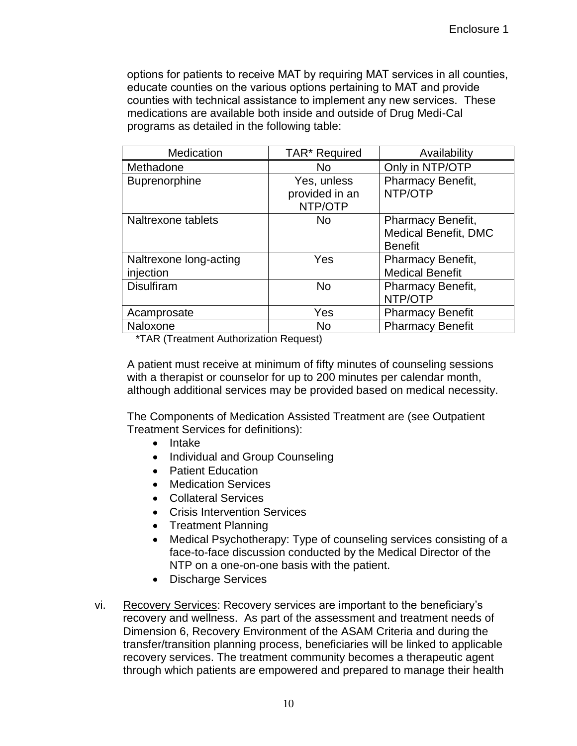options for patients to receive MAT by requiring MAT services in all counties, educate counties on the various options pertaining to MAT and provide counties with technical assistance to implement any new services. These medications are available both inside and outside of Drug Medi-Cal programs as detailed in the following table:

| Medication | TAR* Required | Availability |
|---|---|---|
| Methadone | No | Only in NTP/OTP |
| Buprenorphine | Yes, unless provided in an NTP/OTP | Pharmacy Benefit, NTP/OTP |
| Naltrexone tablets | No | Pharmacy Benefit, Medical Benefit, DMC Benefit |
| Naltrexone long-acting injection | Yes | Pharmacy Benefit, Medical Benefit |
| Disulfiram | No | Pharmacy Benefit, NTP/OTP |
| Acamprosate | Yes | Pharmacy Benefit |
| Naloxone | No | Pharmacy Benefit |

*TAR (Treatment Authorization Request)

A patient must receive at minimum of fifty minutes of counseling sessions with a therapist or counselor for up to 200 minutes per calendar month, although additional services may be provided based on medical necessity.

The Components of Medication Assisted Treatment are (see Outpatient Treatment Services for definitions):

- Intake
- Individual and Group Counseling
- Patient Education
- Medication Services
- Collateral Services
- Crisis Intervention Services
- Treatment Planning
- Medical Psychotherapy: Type of counseling services consisting of a face-to-face discussion conducted by the Medical Director of the NTP on a one-on-one basis with the patient.
- Discharge Services

vi. Recovery Services: Recovery services are important to the beneficiary's recovery and wellness. As part of the assessment and treatment needs of Dimension 6, Recovery Environment of the ASAM Criteria and during the transfer/transition planning process, beneficiaries will be linked to applicable recovery services. The treatment community becomes a therapeutic agent through which patients are empowered and prepared to manage their health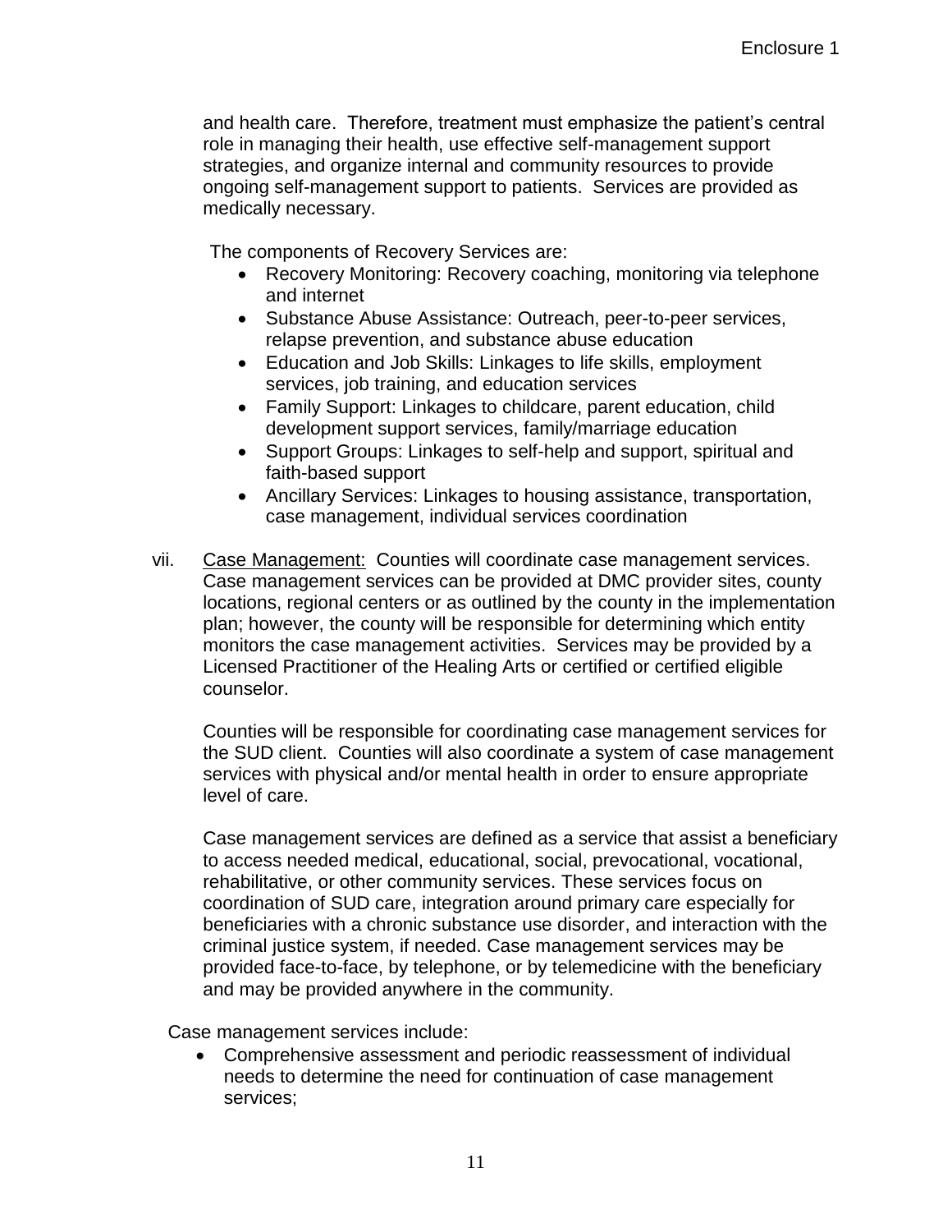and health care. Therefore, treatment must emphasize the patient's central role in managing their health, use effective self-management support strategies, and organize internal and community resources to provide ongoing self-management support to patients. Services are provided as medically necessary.

The components of Recovery Services are:

- Recovery Monitoring: Recovery coaching, monitoring via telephone and internet
- Substance Abuse Assistance: Outreach, peer-to-peer services, relapse prevention, and substance abuse education
- Education and Job Skills: Linkages to life skills, employment services, job training, and education services
- Family Support: Linkages to childcare, parent education, child development support services, family/marriage education
- Support Groups: Linkages to self-help and support, spiritual and faith-based support
- Ancillary Services: Linkages to housing assistance, transportation, case management, individual services coordination

vii. Case Management: Counties will coordinate case management services. Case management services can be provided at DMC provider sites, county locations, regional centers or as outlined by the county in the implementation plan; however, the county will be responsible for determining which entity monitors the case management activities. Services may be provided by a Licensed Practitioner of the Healing Arts or certified or certified eligible counselor.

Counties will be responsible for coordinating case management services for the SUD client. Counties will also coordinate a system of case management services with physical and/or mental health in order to ensure appropriate level of care.

Case management services are defined as a service that assist a beneficiary to access needed medical, educational, social, prevocational, vocational, rehabilitative, or other community services. These services focus on coordination of SUD care, integration around primary care especially for beneficiaries with a chronic substance use disorder, and interaction with the criminal justice system, if needed. Case management services may be provided face-to-face, by telephone, or by telemedicine with the beneficiary and may be provided anywhere in the community.

Case management services include:

- Comprehensive assessment and periodic reassessment of individual needs to determine the need for continuation of case management services;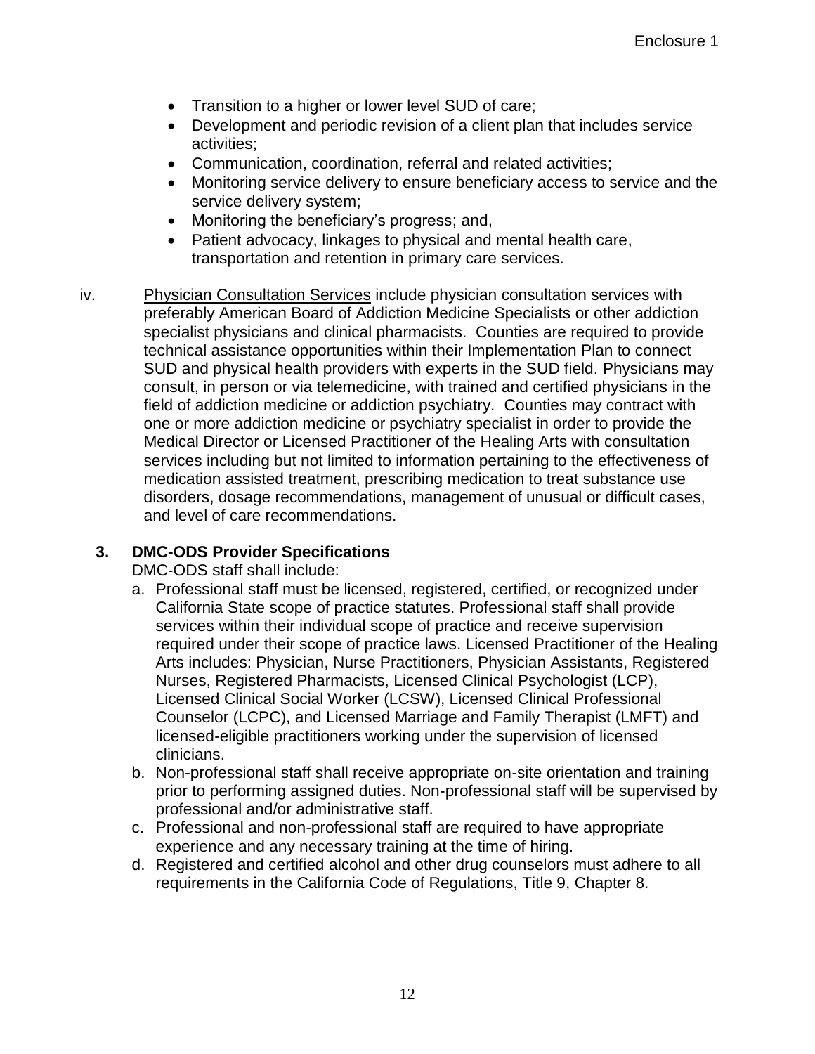- Transition to a higher or lower level SUD of care;
- Development and periodic revision of a client plan that includes service activities;
- Communication, coordination, referral and related activities;
- Monitoring service delivery to ensure beneficiary access to service and the service delivery system;
- Monitoring the beneficiary's progress; and,
- Patient advocacy, linkages to physical and mental health care, transportation and retention in primary care services.

iv. Physician Consultation Services include physician consultation services with preferably American Board of Addiction Medicine Specialists or other addiction specialist physicians and clinical pharmacists. Counties are required to provide technical assistance opportunities within their Implementation Plan to connect SUD and physical health providers with experts in the SUD field. Physicians may consult, in person or via telemedicine, with trained and certified physicians in the field of addiction medicine or addiction psychiatry. Counties may contract with one or more addiction medicine or psychiatry specialist in order to provide the Medical Director or Licensed Practitioner of the Healing Arts with consultation services including but not limited to information pertaining to the effectiveness of medication assisted treatment, prescribing medication to treat substance use disorders, dosage recommendations, management of unusual or difficult cases, and level of care recommendations.

### 3. DMC-ODS Provider Specifications

DMC-ODS staff shall include:

a. Professional staff must be licensed, registered, certified, or recognized under California State scope of practice statutes. Professional staff shall provide services within their individual scope of practice and receive supervision required under their scope of practice laws. Licensed Practitioner of the Healing Arts includes: Physician, Nurse Practitioners, Physician Assistants, Registered Nurses, Registered Pharmacists, Licensed Clinical Psychologist (LCP), Licensed Clinical Social Worker (LCSW), Licensed Clinical Professional Counselor (LCPC), and Licensed Marriage and Family Therapist (LMFT) and licensed-eligible practitioners working under the supervision of licensed clinicians.
b. Non-professional staff shall receive appropriate on-site orientation and training prior to performing assigned duties. Non-professional staff will be supervised by professional and/or administrative staff.
c. Professional and non-professional staff are required to have appropriate experience and any necessary training at the time of hiring.
d. Registered and certified alcohol and other drug counselors must adhere to all requirements in the California Code of Regulations, Title 9, Chapter 8.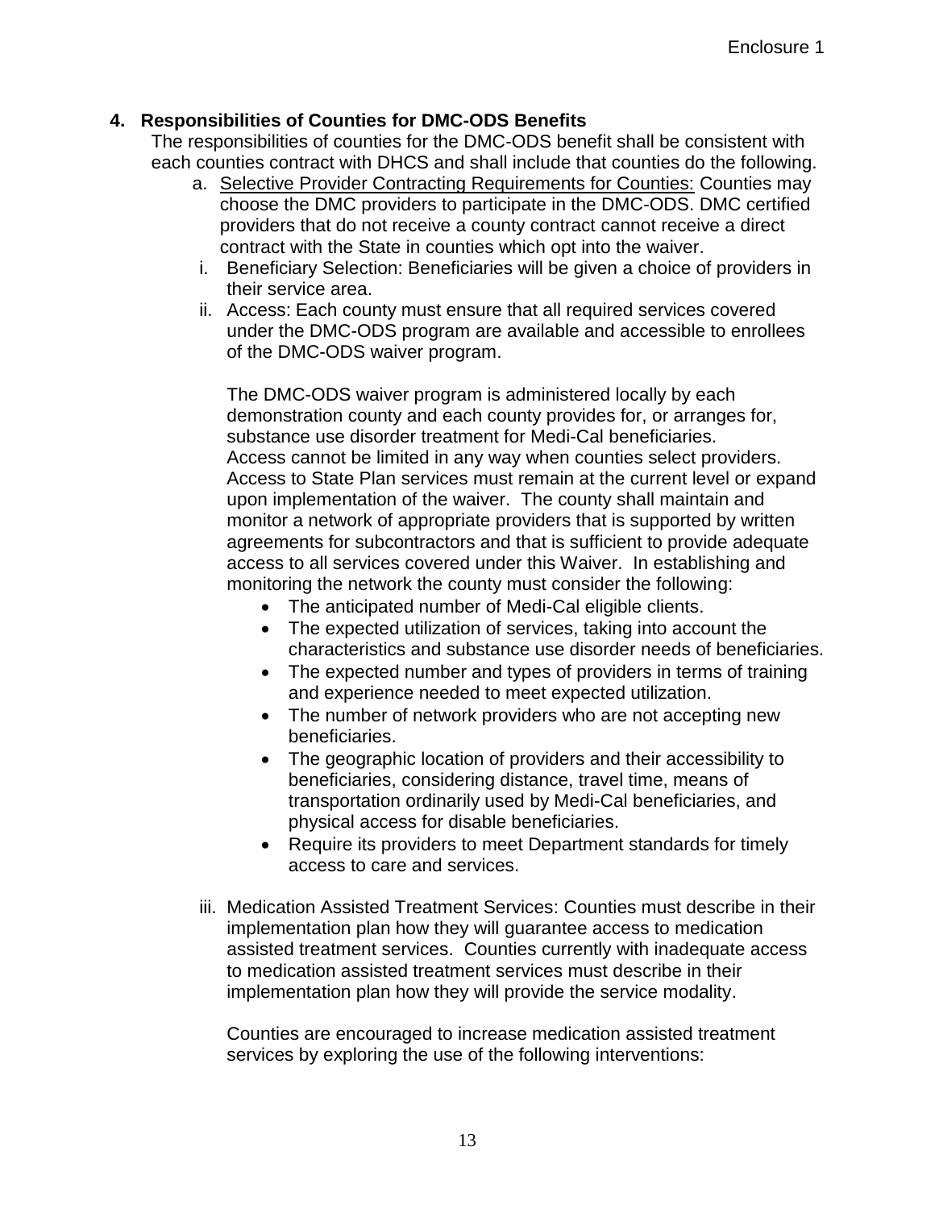### 4. Responsibilities of Counties for DMC-ODS Benefits

The responsibilities of counties for the DMC-ODS benefit shall be consistent with each counties contract with DHCS and shall include that counties do the following.

a. <u>Selective Provider Contracting Requirements for Counties:</u> Counties may choose the DMC providers to participate in the DMC-ODS. DMC certified providers that do not receive a county contract cannot receive a direct contract with the State in counties which opt into the waiver.

i. Beneficiary Selection: Beneficiaries will be given a choice of providers in their service area.

ii. Access: Each county must ensure that all required services covered under the DMC-ODS program are available and accessible to enrollees of the DMC-ODS waiver program.

The DMC-ODS waiver program is administered locally by each demonstration county and each county provides for, or arranges for, substance use disorder treatment for Medi-Cal beneficiaries. Access cannot be limited in any way when counties select providers. Access to State Plan services must remain at the current level or expand upon implementation of the waiver. The county shall maintain and monitor a network of appropriate providers that is supported by written agreements for subcontractors and that is sufficient to provide adequate access to all services covered under this Waiver. In establishing and monitoring the network the county must consider the following:

- The anticipated number of Medi-Cal eligible clients.
- The expected utilization of services, taking into account the characteristics and substance use disorder needs of beneficiaries.
- The expected number and types of providers in terms of training and experience needed to meet expected utilization.
- The number of network providers who are not accepting new beneficiaries.
- The geographic location of providers and their accessibility to beneficiaries, considering distance, travel time, means of transportation ordinarily used by Medi-Cal beneficiaries, and physical access for disable beneficiaries.
- Require its providers to meet Department standards for timely access to care and services.

iii. Medication Assisted Treatment Services: Counties must describe in their implementation plan how they will guarantee access to medication assisted treatment services. Counties currently with inadequate access to medication assisted treatment services must describe in their implementation plan how they will provide the service modality.

Counties are encouraged to increase medication assisted treatment services by exploring the use of the following interventions: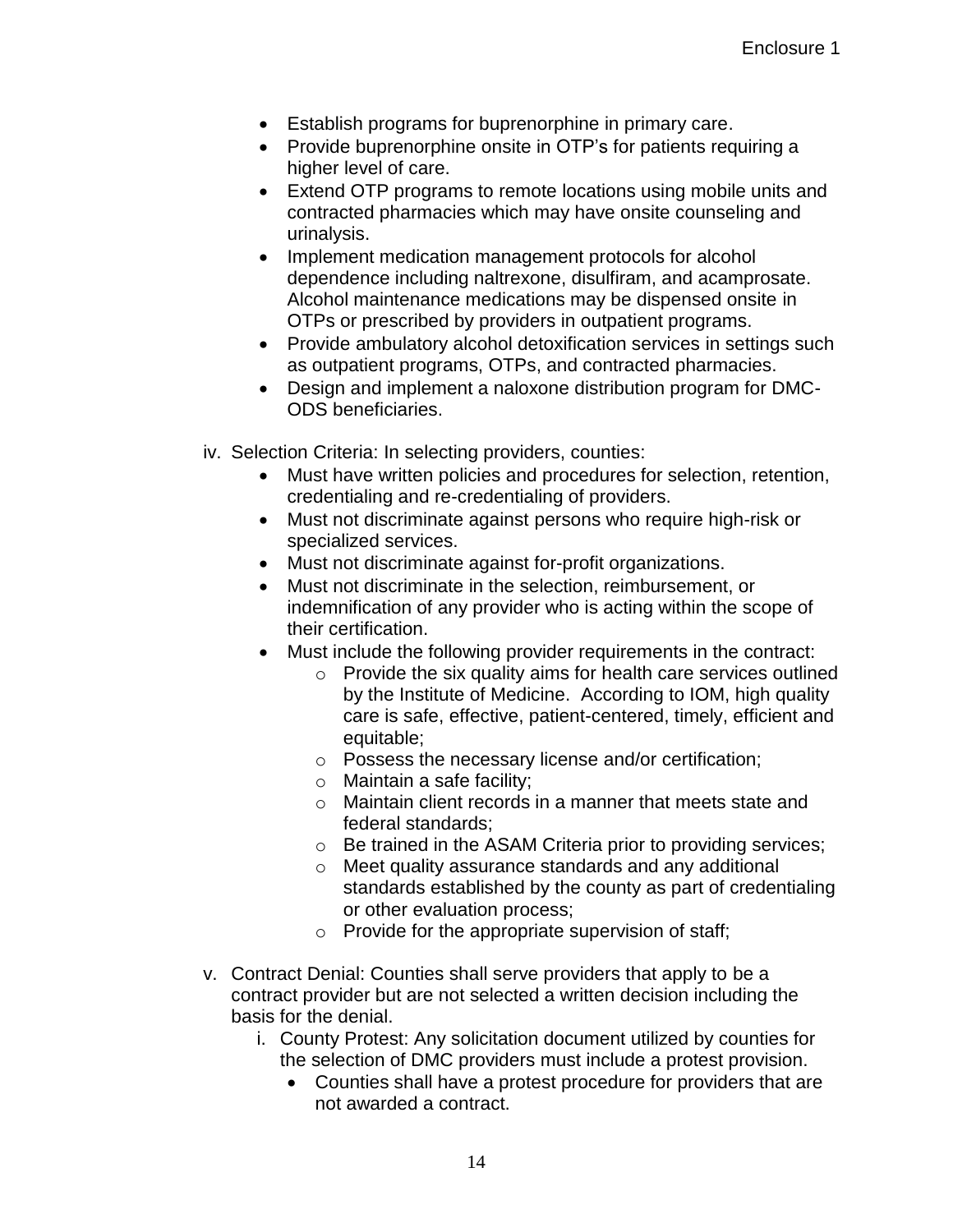- Establish programs for buprenorphine in primary care.
- Provide buprenorphine onsite in OTP's for patients requiring a higher level of care.
- Extend OTP programs to remote locations using mobile units and contracted pharmacies which may have onsite counseling and urinalysis.
- Implement medication management protocols for alcohol dependence including naltrexone, disulfiram, and acamprosate. Alcohol maintenance medications may be dispensed onsite in OTPs or prescribed by providers in outpatient programs.
- Provide ambulatory alcohol detoxification services in settings such as outpatient programs, OTPs, and contracted pharmacies.
- Design and implement a naloxone distribution program for DMC-ODS beneficiaries.

iv. Selection Criteria: In selecting providers, counties:
   - Must have written policies and procedures for selection, retention, credentialing and re-credentialing of providers.
   - Must not discriminate against persons who require high-risk or specialized services.
   - Must not discriminate against for-profit organizations.
   - Must not discriminate in the selection, reimbursement, or indemnification of any provider who is acting within the scope of their certification.
   - Must include the following provider requirements in the contract:
     - Provide the six quality aims for health care services outlined by the Institute of Medicine. According to IOM, high quality care is safe, effective, patient-centered, timely, efficient and equitable;
     - Possess the necessary license and/or certification;
     - Maintain a safe facility;
     - Maintain client records in a manner that meets state and federal standards;
     - Be trained in the ASAM Criteria prior to providing services;
     - Meet quality assurance standards and any additional standards established by the county as part of credentialing or other evaluation process;
     - Provide for the appropriate supervision of staff;

v. Contract Denial: Counties shall serve providers that apply to be a contract provider but are not selected a written decision including the basis for the denial.
   i. County Protest: Any solicitation document utilized by counties for the selection of DMC providers must include a protest provision.
      - Counties shall have a protest procedure for providers that are not awarded a contract.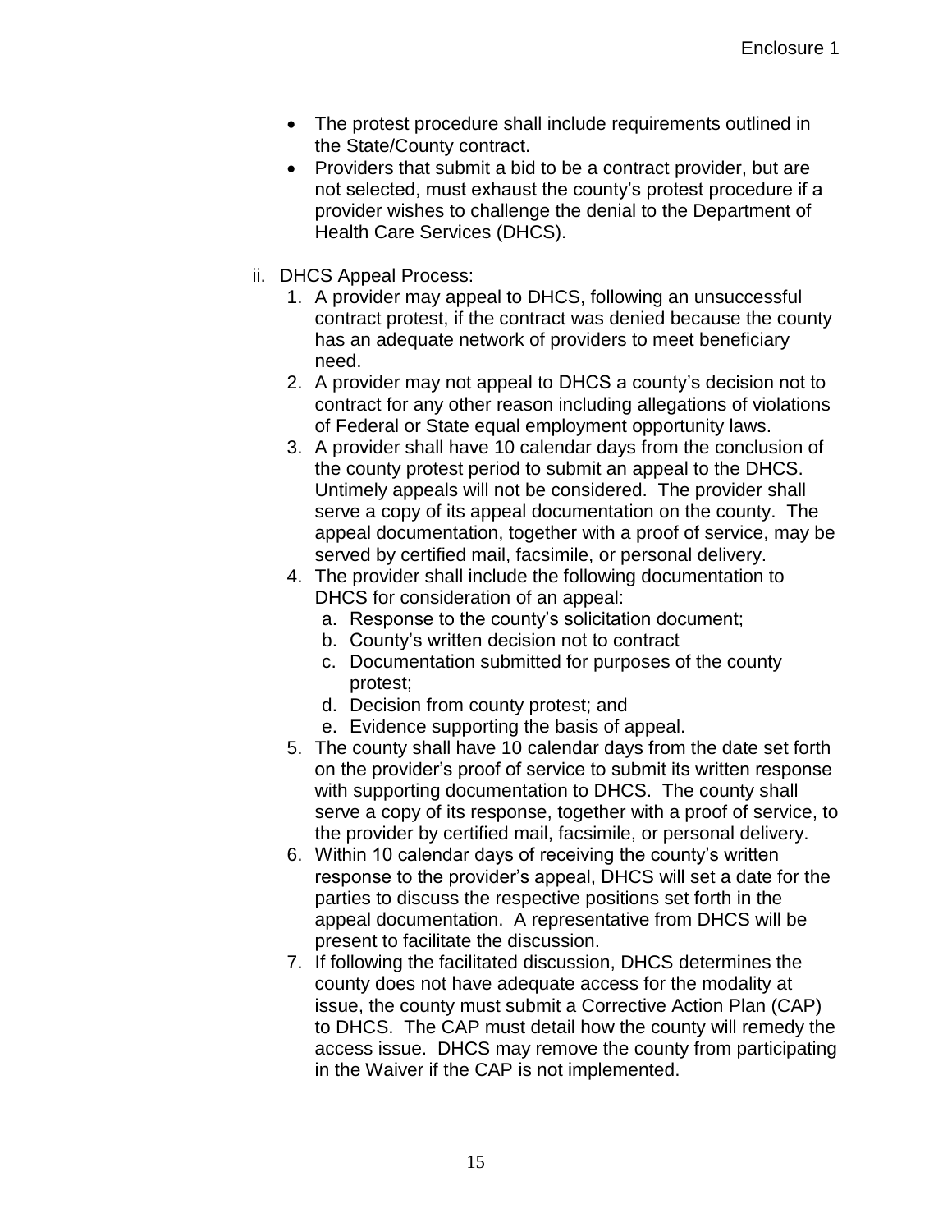- The protest procedure shall include requirements outlined in the State/County contract.
- Providers that submit a bid to be a contract provider, but are not selected, must exhaust the county's protest procedure if a provider wishes to challenge the denial to the Department of Health Care Services (DHCS).

ii. DHCS Appeal Process:

1. A provider may appeal to DHCS, following an unsuccessful contract protest, if the contract was denied because the county has an adequate network of providers to meet beneficiary need.
2. A provider may not appeal to DHCS a county's decision not to contract for any other reason including allegations of violations of Federal or State equal employment opportunity laws.
3. A provider shall have 10 calendar days from the conclusion of the county protest period to submit an appeal to the DHCS. Untimely appeals will not be considered. The provider shall serve a copy of its appeal documentation on the county. The appeal documentation, together with a proof of service, may be served by certified mail, facsimile, or personal delivery.
4. The provider shall include the following documentation to DHCS for consideration of an appeal:
   a. Response to the county's solicitation document;
   b. County's written decision not to contract
   c. Documentation submitted for purposes of the county protest;
   d. Decision from county protest; and
   e. Evidence supporting the basis of appeal.
5. The county shall have 10 calendar days from the date set forth on the provider's proof of service to submit its written response with supporting documentation to DHCS. The county shall serve a copy of its response, together with a proof of service, to the provider by certified mail, facsimile, or personal delivery.
6. Within 10 calendar days of receiving the county's written response to the provider's appeal, DHCS will set a date for the parties to discuss the respective positions set forth in the appeal documentation. A representative from DHCS will be present to facilitate the discussion.
7. If following the facilitated discussion, DHCS determines the county does not have adequate access for the modality at issue, the county must submit a Corrective Action Plan (CAP) to DHCS. The CAP must detail how the county will remedy the access issue. DHCS may remove the county from participating in the Waiver if the CAP is not implemented.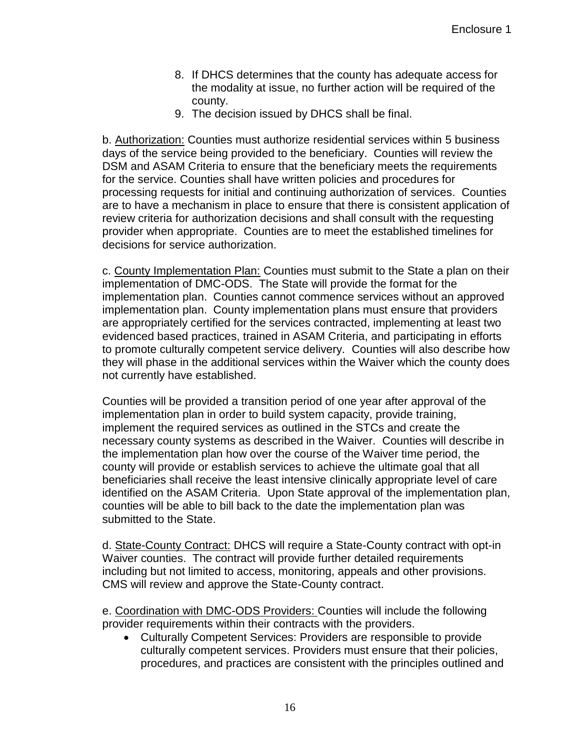8. If DHCS determines that the county has adequate access for the modality at issue, no further action will be required of the county.
9. The decision issued by DHCS shall be final.

b. <u>Authorization:</u> Counties must authorize residential services within 5 business days of the service being provided to the beneficiary. Counties will review the DSM and ASAM Criteria to ensure that the beneficiary meets the requirements for the service. Counties shall have written policies and procedures for processing requests for initial and continuing authorization of services. Counties are to have a mechanism in place to ensure that there is consistent application of review criteria for authorization decisions and shall consult with the requesting provider when appropriate. Counties are to meet the established timelines for decisions for service authorization.

c. <u>County Implementation Plan:</u> Counties must submit to the State a plan on their implementation of DMC-ODS. The State will provide the format for the implementation plan. Counties cannot commence services without an approved implementation plan. County implementation plans must ensure that providers are appropriately certified for the services contracted, implementing at least two evidenced based practices, trained in ASAM Criteria, and participating in efforts to promote culturally competent service delivery. Counties will also describe how they will phase in the additional services within the Waiver which the county does not currently have established.

Counties will be provided a transition period of one year after approval of the implementation plan in order to build system capacity, provide training, implement the required services as outlined in the STCs and create the necessary county systems as described in the Waiver. Counties will describe in the implementation plan how over the course of the Waiver time period, the county will provide or establish services to achieve the ultimate goal that all beneficiaries shall receive the least intensive clinically appropriate level of care identified on the ASAM Criteria. Upon State approval of the implementation plan, counties will be able to bill back to the date the implementation plan was submitted to the State.

d. <u>State-County Contract:</u> DHCS will require a State-County contract with opt-in Waiver counties. The contract will provide further detailed requirements including but not limited to access, monitoring, appeals and other provisions. CMS will review and approve the State-County contract.

e. <u>Coordination with DMC-ODS Providers:</u> Counties will include the following provider requirements within their contracts with the providers.

- Culturally Competent Services: Providers are responsible to provide culturally competent services. Providers must ensure that their policies, procedures, and practices are consistent with the principles outlined and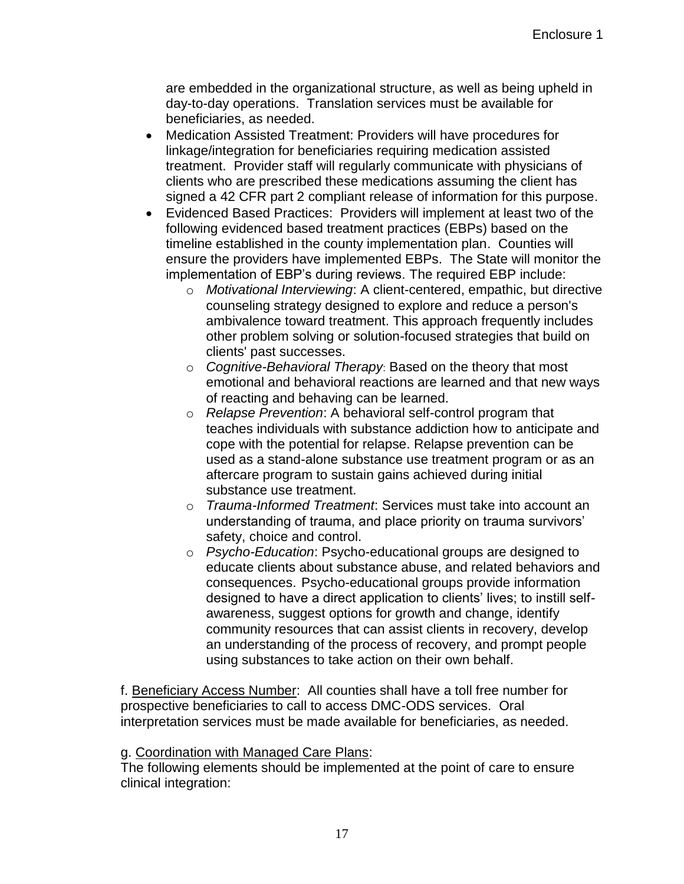are embedded in the organizational structure, as well as being upheld in day-to-day operations. Translation services must be available for beneficiaries, as needed.

- Medication Assisted Treatment: Providers will have procedures for linkage/integration for beneficiaries requiring medication assisted treatment. Provider staff will regularly communicate with physicians of clients who are prescribed these medications assuming the client has signed a 42 CFR part 2 compliant release of information for this purpose.
- Evidenced Based Practices: Providers will implement at least two of the following evidenced based treatment practices (EBPs) based on the timeline established in the county implementation plan. Counties will ensure the providers have implemented EBPs. The State will monitor the implementation of EBP's during reviews. The required EBP include:
  - *Motivational Interviewing*: A client-centered, empathic, but directive counseling strategy designed to explore and reduce a person's ambivalence toward treatment. This approach frequently includes other problem solving or solution-focused strategies that build on clients' past successes.
  - *Cognitive-Behavioral Therapy*: Based on the theory that most emotional and behavioral reactions are learned and that new ways of reacting and behaving can be learned.
  - *Relapse Prevention*: A behavioral self-control program that teaches individuals with substance addiction how to anticipate and cope with the potential for relapse. Relapse prevention can be used as a stand-alone substance use treatment program or as an aftercare program to sustain gains achieved during initial substance use treatment.
  - *Trauma-Informed Treatment*: Services must take into account an understanding of trauma, and place priority on trauma survivors' safety, choice and control.
  - *Psycho-Education*: Psycho-educational groups are designed to educate clients about substance abuse, and related behaviors and consequences. Psycho-educational groups provide information designed to have a direct application to clients' lives; to instill self-awareness, suggest options for growth and change, identify community resources that can assist clients in recovery, develop an understanding of the process of recovery, and prompt people using substances to take action on their own behalf.

f. <u>Beneficiary Access Number</u>: All counties shall have a toll free number for prospective beneficiaries to call to access DMC-ODS services. Oral interpretation services must be made available for beneficiaries, as needed.

g. <u>Coordination with Managed Care Plans</u>:
The following elements should be implemented at the point of care to ensure clinical integration: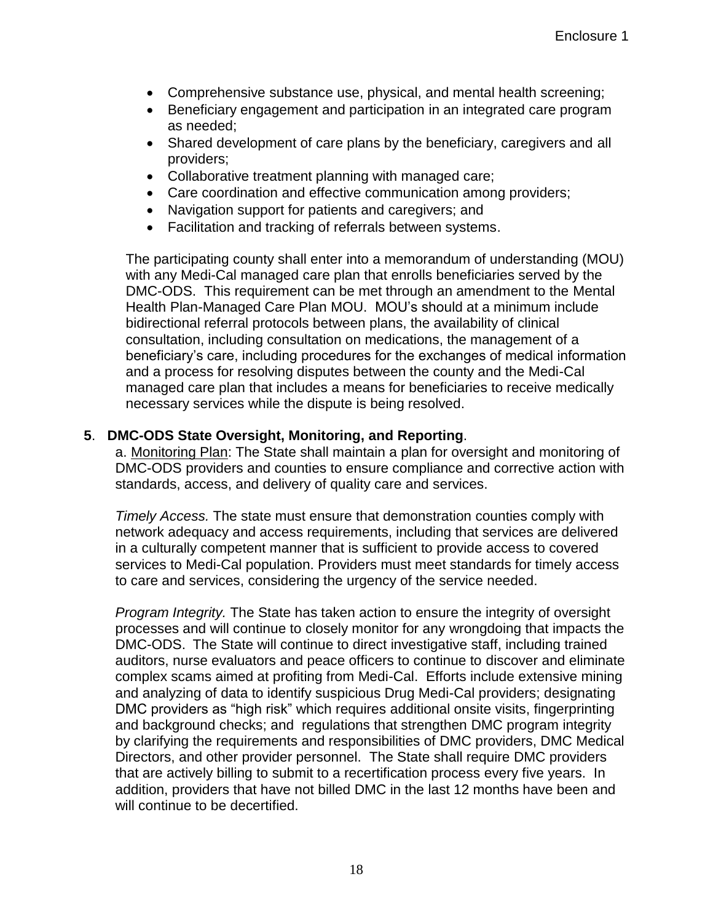- Comprehensive substance use, physical, and mental health screening;
- Beneficiary engagement and participation in an integrated care program as needed;
- Shared development of care plans by the beneficiary, caregivers and all providers;
- Collaborative treatment planning with managed care;
- Care coordination and effective communication among providers;
- Navigation support for patients and caregivers; and
- Facilitation and tracking of referrals between systems.

The participating county shall enter into a memorandum of understanding (MOU) with any Medi-Cal managed care plan that enrolls beneficiaries served by the DMC-ODS. This requirement can be met through an amendment to the Mental Health Plan-Managed Care Plan MOU. MOU's should at a minimum include bidirectional referral protocols between plans, the availability of clinical consultation, including consultation on medications, the management of a beneficiary's care, including procedures for the exchanges of medical information and a process for resolving disputes between the county and the Medi-Cal managed care plan that includes a means for beneficiaries to receive medically necessary services while the dispute is being resolved.

**5**. **DMC-ODS State Oversight, Monitoring, and Reporting**.

a. Monitoring Plan: The State shall maintain a plan for oversight and monitoring of DMC-ODS providers and counties to ensure compliance and corrective action with standards, access, and delivery of quality care and services.

*Timely Access.* The state must ensure that demonstration counties comply with network adequacy and access requirements, including that services are delivered in a culturally competent manner that is sufficient to provide access to covered services to Medi-Cal population. Providers must meet standards for timely access to care and services, considering the urgency of the service needed.

*Program Integrity.* The State has taken action to ensure the integrity of oversight processes and will continue to closely monitor for any wrongdoing that impacts the DMC-ODS. The State will continue to direct investigative staff, including trained auditors, nurse evaluators and peace officers to continue to discover and eliminate complex scams aimed at profiting from Medi-Cal. Efforts include extensive mining and analyzing of data to identify suspicious Drug Medi-Cal providers; designating DMC providers as "high risk" which requires additional onsite visits, fingerprinting and background checks; and regulations that strengthen DMC program integrity by clarifying the requirements and responsibilities of DMC providers, DMC Medical Directors, and other provider personnel. The State shall require DMC providers that are actively billing to submit to a recertification process every five years. In addition, providers that have not billed DMC in the last 12 months have been and will continue to be decertified.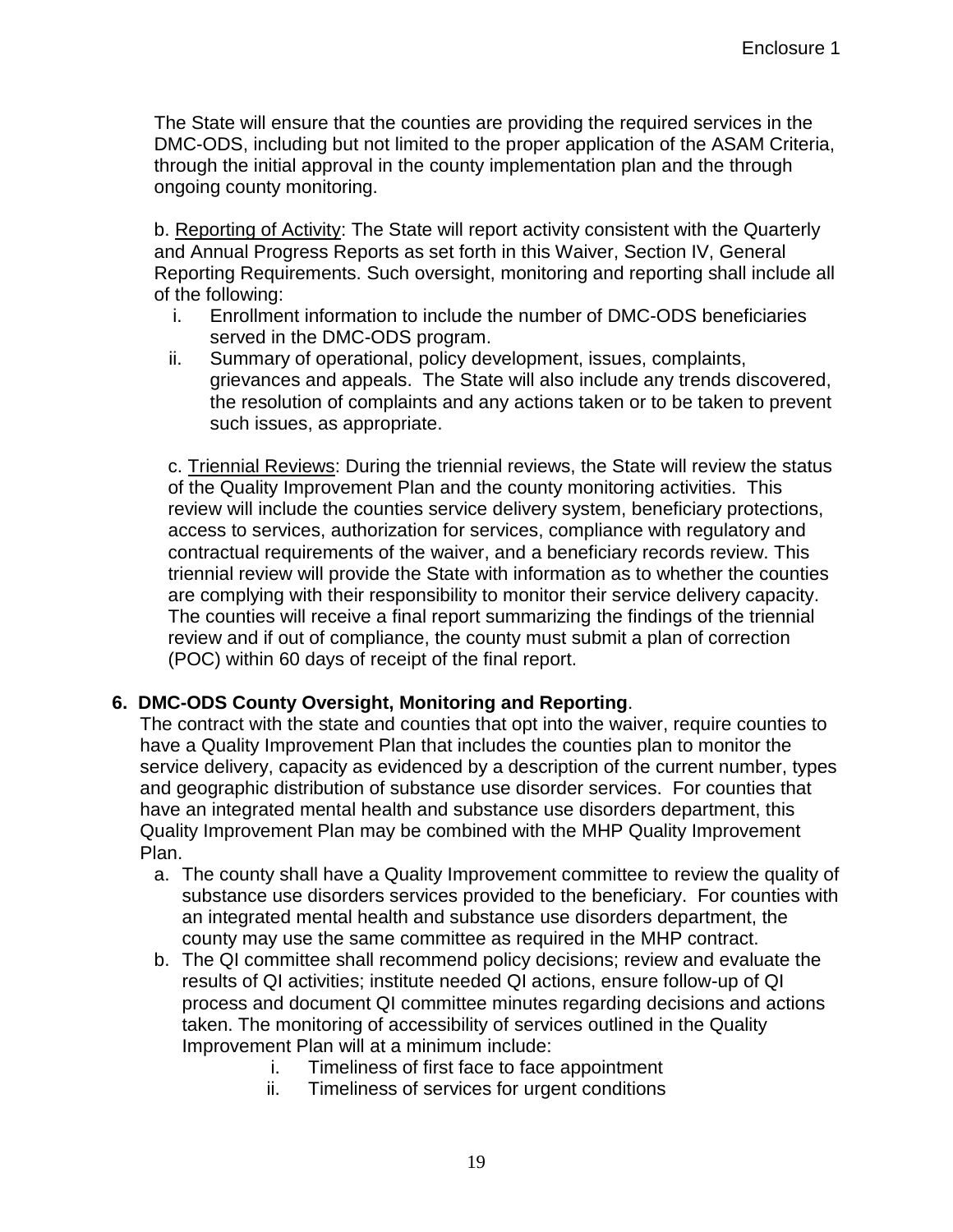The State will ensure that the counties are providing the required services in the DMC-ODS, including but not limited to the proper application of the ASAM Criteria, through the initial approval in the county implementation plan and the through ongoing county monitoring.

b. Reporting of Activity: The State will report activity consistent with the Quarterly and Annual Progress Reports as set forth in this Waiver, Section IV, General Reporting Requirements. Such oversight, monitoring and reporting shall include all of the following:

i. Enrollment information to include the number of DMC-ODS beneficiaries served in the DMC-ODS program.
ii. Summary of operational, policy development, issues, complaints, grievances and appeals. The State will also include any trends discovered, the resolution of complaints and any actions taken or to be taken to prevent such issues, as appropriate.

c. Triennial Reviews: During the triennial reviews, the State will review the status of the Quality Improvement Plan and the county monitoring activities. This review will include the counties service delivery system, beneficiary protections, access to services, authorization for services, compliance with regulatory and contractual requirements of the waiver, and a beneficiary records review. This triennial review will provide the State with information as to whether the counties are complying with their responsibility to monitor their service delivery capacity. The counties will receive a final report summarizing the findings of the triennial review and if out of compliance, the county must submit a plan of correction (POC) within 60 days of receipt of the final report.

**6. DMC-ODS County Oversight, Monitoring and Reporting**.

The contract with the state and counties that opt into the waiver, require counties to have a Quality Improvement Plan that includes the counties plan to monitor the service delivery, capacity as evidenced by a description of the current number, types and geographic distribution of substance use disorder services. For counties that have an integrated mental health and substance use disorders department, this Quality Improvement Plan may be combined with the MHP Quality Improvement Plan.

a. The county shall have a Quality Improvement committee to review the quality of substance use disorders services provided to the beneficiary. For counties with an integrated mental health and substance use disorders department, the county may use the same committee as required in the MHP contract.
b. The QI committee shall recommend policy decisions; review and evaluate the results of QI activities; institute needed QI actions, ensure follow-up of QI process and document QI committee minutes regarding decisions and actions taken. The monitoring of accessibility of services outlined in the Quality Improvement Plan will at a minimum include:
    i. Timeliness of first face to face appointment
    ii. Timeliness of services for urgent conditions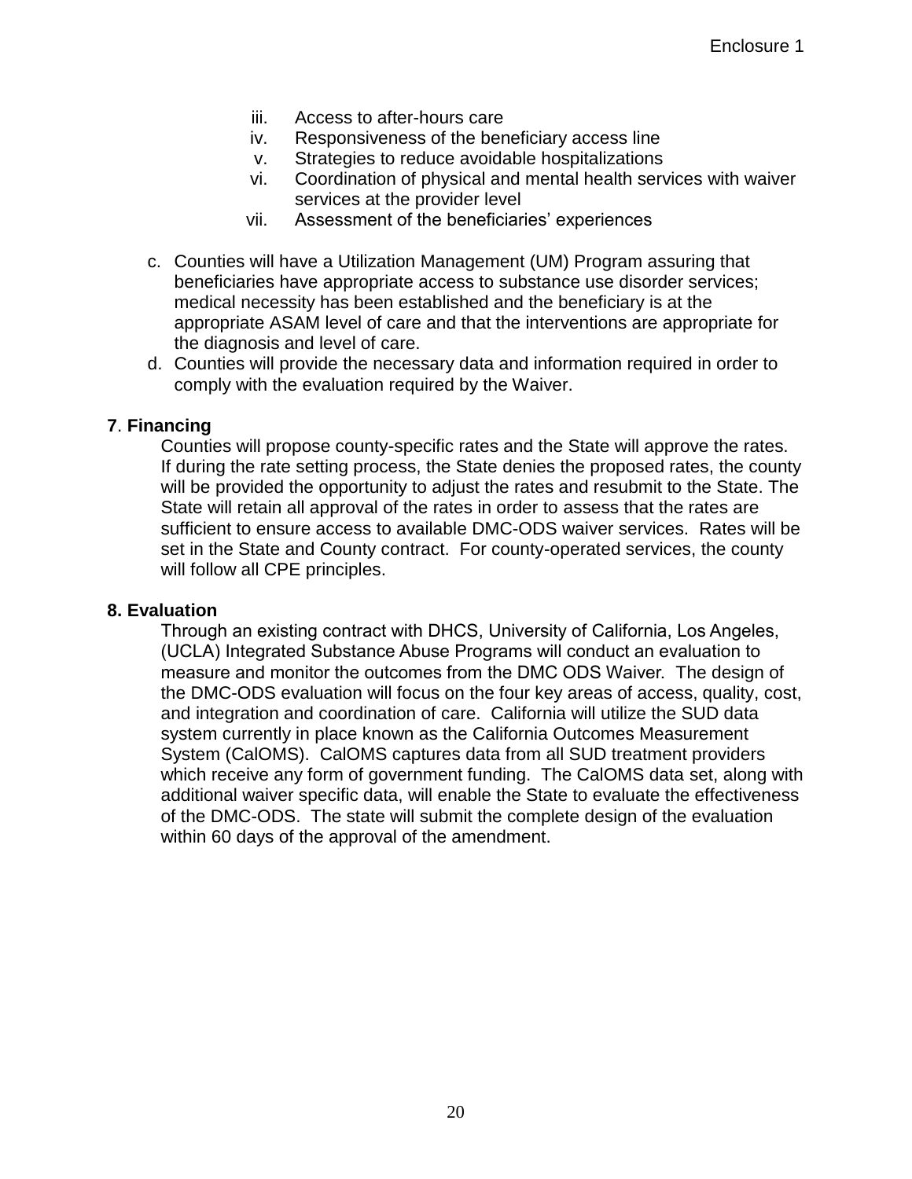iii. Access to after-hours care
iv. Responsiveness of the beneficiary access line
v. Strategies to reduce avoidable hospitalizations
vi. Coordination of physical and mental health services with waiver services at the provider level
vii. Assessment of the beneficiaries' experiences

c. Counties will have a Utilization Management (UM) Program assuring that beneficiaries have appropriate access to substance use disorder services; medical necessity has been established and the beneficiary is at the appropriate ASAM level of care and that the interventions are appropriate for the diagnosis and level of care.
d. Counties will provide the necessary data and information required in order to comply with the evaluation required by the Waiver.

**7**. **Financing**

Counties will propose county-specific rates and the State will approve the rates. If during the rate setting process, the State denies the proposed rates, the county will be provided the opportunity to adjust the rates and resubmit to the State. The State will retain all approval of the rates in order to assess that the rates are sufficient to ensure access to available DMC-ODS waiver services. Rates will be set in the State and County contract. For county-operated services, the county will follow all CPE principles.

**8. Evaluation**

Through an existing contract with DHCS, University of California, Los Angeles, (UCLA) Integrated Substance Abuse Programs will conduct an evaluation to measure and monitor the outcomes from the DMC ODS Waiver. The design of the DMC-ODS evaluation will focus on the four key areas of access, quality, cost, and integration and coordination of care. California will utilize the SUD data system currently in place known as the California Outcomes Measurement System (CalOMS). CalOMS captures data from all SUD treatment providers which receive any form of government funding. The CalOMS data set, along with additional waiver specific data, will enable the State to evaluate the effectiveness of the DMC-ODS. The state will submit the complete design of the evaluation within 60 days of the approval of the amendment.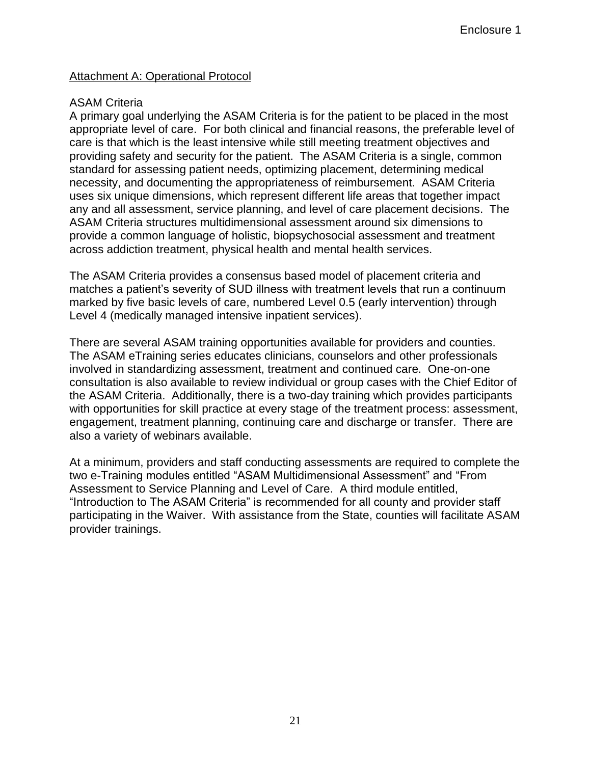Enclosure 1

Attachment A: Operational Protocol

ASAM Criteria

A primary goal underlying the ASAM Criteria is for the patient to be placed in the most appropriate level of care. For both clinical and financial reasons, the preferable level of care is that which is the least intensive while still meeting treatment objectives and providing safety and security for the patient. The ASAM Criteria is a single, common standard for assessing patient needs, optimizing placement, determining medical necessity, and documenting the appropriateness of reimbursement. ASAM Criteria uses six unique dimensions, which represent different life areas that together impact any and all assessment, service planning, and level of care placement decisions. The ASAM Criteria structures multidimensional assessment around six dimensions to provide a common language of holistic, biopsychosocial assessment and treatment across addiction treatment, physical health and mental health services.

The ASAM Criteria provides a consensus based model of placement criteria and matches a patient's severity of SUD illness with treatment levels that run a continuum marked by five basic levels of care, numbered Level 0.5 (early intervention) through Level 4 (medically managed intensive inpatient services).

There are several ASAM training opportunities available for providers and counties. The ASAM eTraining series educates clinicians, counselors and other professionals involved in standardizing assessment, treatment and continued care. One-on-one consultation is also available to review individual or group cases with the Chief Editor of the ASAM Criteria. Additionally, there is a two-day training which provides participants with opportunities for skill practice at every stage of the treatment process: assessment, engagement, treatment planning, continuing care and discharge or transfer. There are also a variety of webinars available.

At a minimum, providers and staff conducting assessments are required to complete the two e-Training modules entitled "ASAM Multidimensional Assessment" and "From Assessment to Service Planning and Level of Care. A third module entitled, "Introduction to The ASAM Criteria" is recommended for all county and provider staff participating in the Waiver. With assistance from the State, counties will facilitate ASAM provider trainings.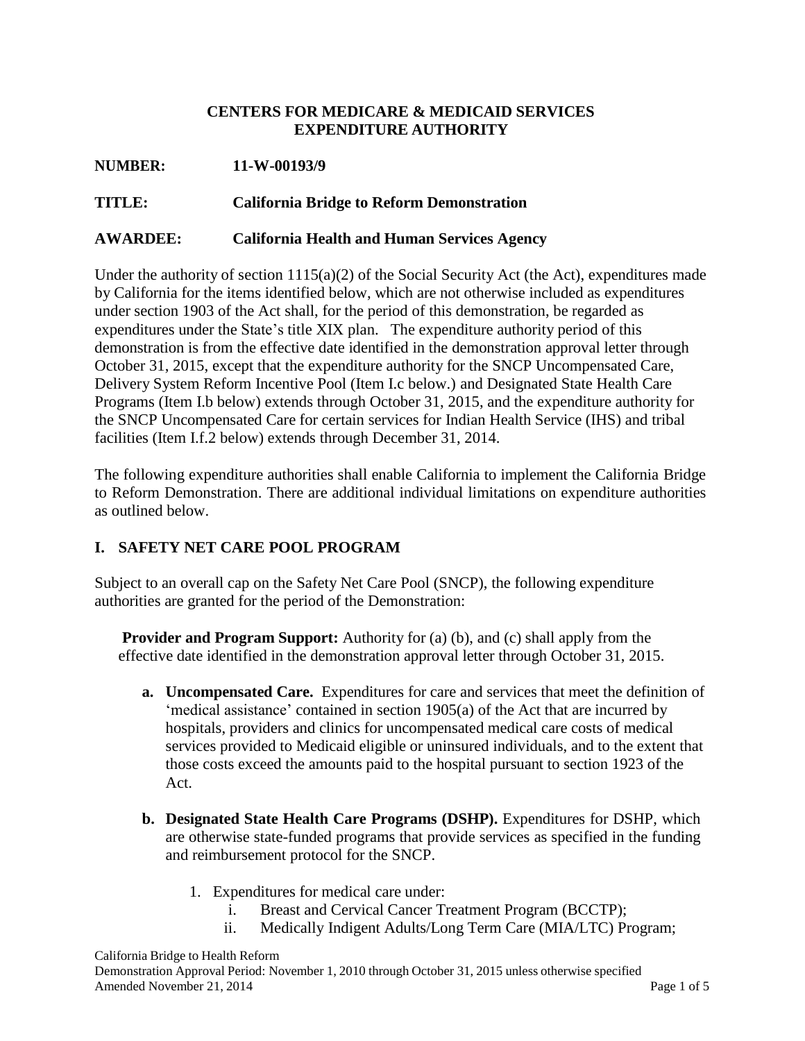**CENTERS FOR MEDICARE & MEDICAID SERVICES**
**EXPENDITURE AUTHORITY**

**NUMBER:** **11-W-00193/9**

**TITLE:** **California Bridge to Reform Demonstration**

**AWARDEE:** **California Health and Human Services Agency**

Under the authority of section 1115(a)(2) of the Social Security Act (the Act), expenditures made by California for the items identified below, which are not otherwise included as expenditures under section 1903 of the Act shall, for the period of this demonstration, be regarded as expenditures under the State's title XIX plan. The expenditure authority period of this demonstration is from the effective date identified in the demonstration approval letter through October 31, 2015, except that the expenditure authority for the SNCP Uncompensated Care, Delivery System Reform Incentive Pool (Item I.c below.) and Designated State Health Care Programs (Item I.b below) extends through October 31, 2015, and the expenditure authority for the SNCP Uncompensated Care for certain services for Indian Health Service (IHS) and tribal facilities (Item I.f.2 below) extends through December 31, 2014.

The following expenditure authorities shall enable California to implement the California Bridge to Reform Demonstration. There are additional individual limitations on expenditure authorities as outlined below.

## I. SAFETY NET CARE POOL PROGRAM

Subject to an overall cap on the Safety Net Care Pool (SNCP), the following expenditure authorities are granted for the period of the Demonstration:

**Provider and Program Support:** Authority for (a) (b), and (c) shall apply from the effective date identified in the demonstration approval letter through October 31, 2015.

- **a. Uncompensated Care.** Expenditures for care and services that meet the definition of 'medical assistance' contained in section 1905(a) of the Act that are incurred by hospitals, providers and clinics for uncompensated medical care costs of medical services provided to Medicaid eligible or uninsured individuals, and to the extent that those costs exceed the amounts paid to the hospital pursuant to section 1923 of the Act.

- **b. Designated State Health Care Programs (DSHP).** Expenditures for DSHP, which are otherwise state-funded programs that provide services as specified in the funding and reimbursement protocol for the SNCP.

  1. Expenditures for medical care under:
     - i. Breast and Cervical Cancer Treatment Program (BCCTP);
     - ii. Medically Indigent Adults/Long Term Care (MIA/LTC) Program;

California Bridge to Health Reform
Demonstration Approval Period: November 1, 2010 through October 31, 2015 unless otherwise specified
Amended November 21, 2014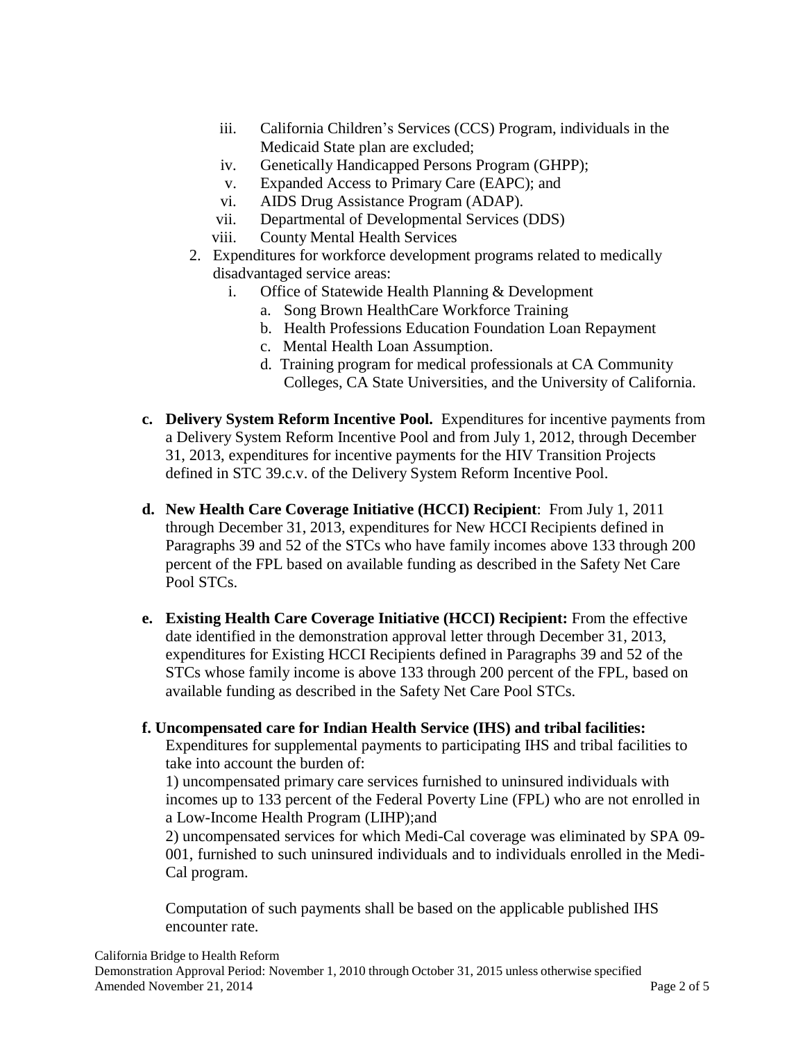iii. California Children's Services (CCS) Program, individuals in the Medicaid State plan are excluded;
   iv. Genetically Handicapped Persons Program (GHPP);
   v. Expanded Access to Primary Care (EAPC); and
   vi. AIDS Drug Assistance Program (ADAP).
   vii. Departmental of Developmental Services (DDS)
   viii. County Mental Health Services

2. Expenditures for workforce development programs related to medically disadvantaged service areas:
   i. Office of Statewide Health Planning & Development
      a. Song Brown HealthCare Workforce Training
      b. Health Professions Education Foundation Loan Repayment
      c. Mental Health Loan Assumption.
      d. Training program for medical professionals at CA Community Colleges, CA State Universities, and the University of California.

**c. Delivery System Reform Incentive Pool.** Expenditures for incentive payments from a Delivery System Reform Incentive Pool and from July 1, 2012, through December 31, 2013, expenditures for incentive payments for the HIV Transition Projects defined in STC 39.c.v. of the Delivery System Reform Incentive Pool.

**d. New Health Care Coverage Initiative (HCCI) Recipient**: From July 1, 2011 through December 31, 2013, expenditures for New HCCI Recipients defined in Paragraphs 39 and 52 of the STCs who have family incomes above 133 through 200 percent of the FPL based on available funding as described in the Safety Net Care Pool STCs.

**e. Existing Health Care Coverage Initiative (HCCI) Recipient:** From the effective date identified in the demonstration approval letter through December 31, 2013, expenditures for Existing HCCI Recipients defined in Paragraphs 39 and 52 of the STCs whose family income is above 133 through 200 percent of the FPL, based on available funding as described in the Safety Net Care Pool STCs.

**f. Uncompensated care for Indian Health Service (IHS) and tribal facilities:**

Expenditures for supplemental payments to participating IHS and tribal facilities to take into account the burden of:

1) uncompensated primary care services furnished to uninsured individuals with incomes up to 133 percent of the Federal Poverty Line (FPL) who are not enrolled in a Low-Income Health Program (LIHP);and

2) uncompensated services for which Medi-Cal coverage was eliminated by SPA 09-001, furnished to such uninsured individuals and to individuals enrolled in the Medi-Cal program.

Computation of such payments shall be based on the applicable published IHS encounter rate.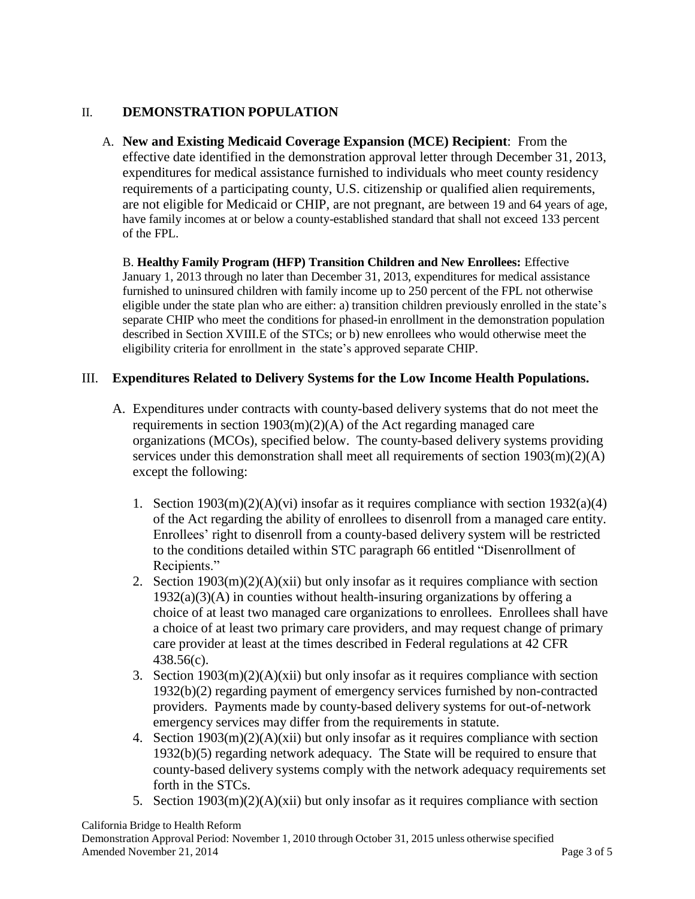## II. DEMONSTRATION POPULATION

A. **New and Existing Medicaid Coverage Expansion (MCE) Recipient**: From the effective date identified in the demonstration approval letter through December 31, 2013, expenditures for medical assistance furnished to individuals who meet county residency requirements of a participating county, U.S. citizenship or qualified alien requirements, are not eligible for Medicaid or CHIP, are not pregnant, are between 19 and 64 years of age, have family incomes at or below a county-established standard that shall not exceed 133 percent of the FPL.

B. **Healthy Family Program (HFP) Transition Children and New Enrollees:** Effective January 1, 2013 through no later than December 31, 2013, expenditures for medical assistance furnished to uninsured children with family income up to 250 percent of the FPL not otherwise eligible under the state plan who are either: a) transition children previously enrolled in the state's separate CHIP who meet the conditions for phased-in enrollment in the demonstration population described in Section XVIII.E of the STCs; or b) new enrollees who would otherwise meet the eligibility criteria for enrollment in the state's approved separate CHIP.

## III. Expenditures Related to Delivery Systems for the Low Income Health Populations.

A. Expenditures under contracts with county-based delivery systems that do not meet the requirements in section 1903(m)(2)(A) of the Act regarding managed care organizations (MCOs), specified below. The county-based delivery systems providing services under this demonstration shall meet all requirements of section 1903(m)(2)(A) except the following:

1. Section 1903(m)(2)(A)(vi) insofar as it requires compliance with section 1932(a)(4) of the Act regarding the ability of enrollees to disenroll from a managed care entity. Enrollees' right to disenroll from a county-based delivery system will be restricted to the conditions detailed within STC paragraph 66 entitled "Disenrollment of Recipients."
2. Section 1903(m)(2)(A)(xii) but only insofar as it requires compliance with section 1932(a)(3)(A) in counties without health-insuring organizations by offering a choice of at least two managed care organizations to enrollees. Enrollees shall have a choice of at least two primary care providers, and may request change of primary care provider at least at the times described in Federal regulations at 42 CFR 438.56(c).
3. Section 1903(m)(2)(A)(xii) but only insofar as it requires compliance with section 1932(b)(2) regarding payment of emergency services furnished by non-contracted providers. Payments made by county-based delivery systems for out-of-network emergency services may differ from the requirements in statute.
4. Section 1903(m)(2)(A)(xii) but only insofar as it requires compliance with section 1932(b)(5) regarding network adequacy. The State will be required to ensure that county-based delivery systems comply with the network adequacy requirements set forth in the STCs.
5. Section 1903(m)(2)(A)(xii) but only insofar as it requires compliance with section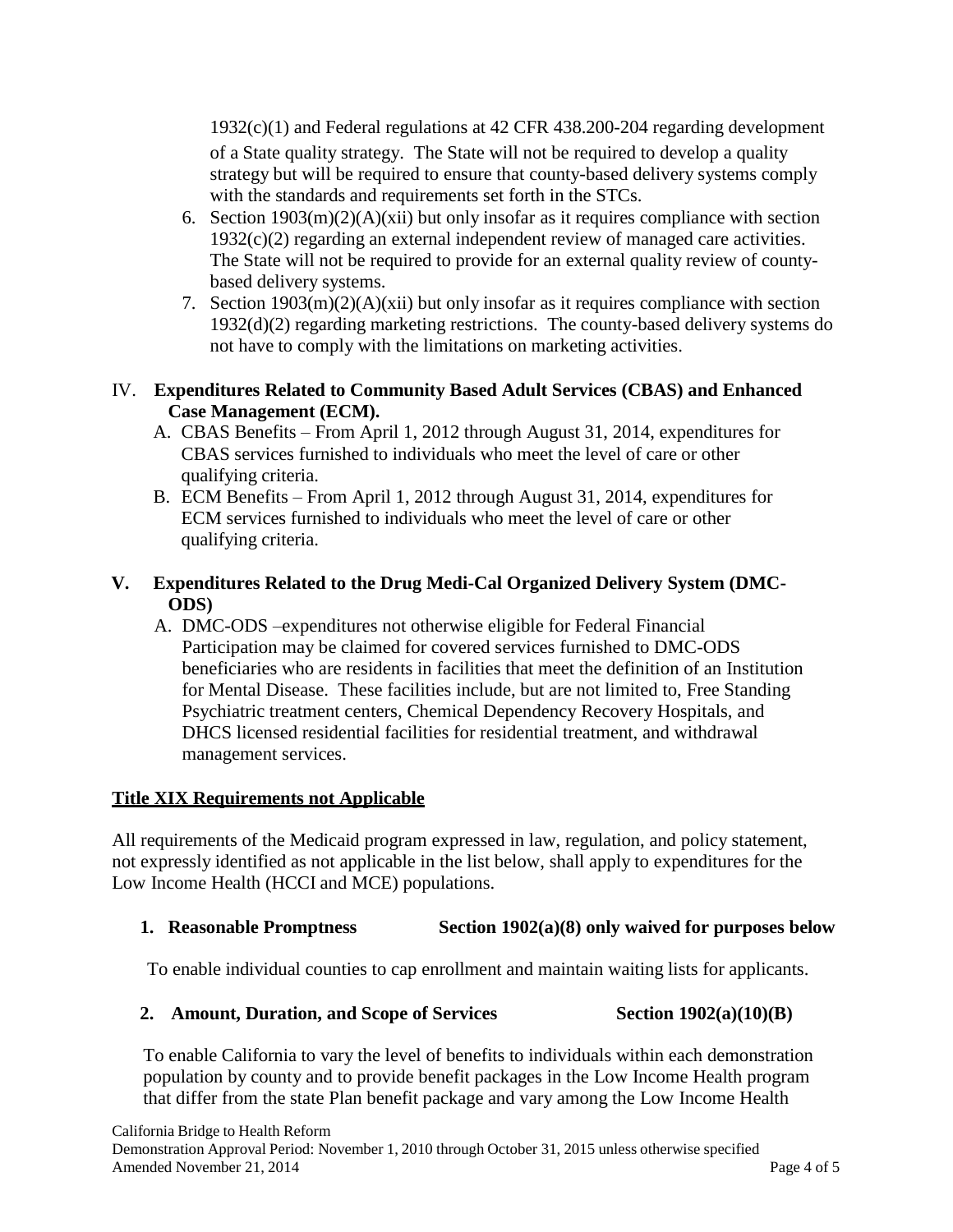1932(c)(1) and Federal regulations at 42 CFR 438.200-204 regarding development of a State quality strategy. The State will not be required to develop a quality strategy but will be required to ensure that county-based delivery systems comply with the standards and requirements set forth in the STCs.

6. Section 1903(m)(2)(A)(xii) but only insofar as it requires compliance with section 1932(c)(2) regarding an external independent review of managed care activities. The State will not be required to provide for an external quality review of county-based delivery systems.
7. Section 1903(m)(2)(A)(xii) but only insofar as it requires compliance with section 1932(d)(2) regarding marketing restrictions. The county-based delivery systems do not have to comply with the limitations on marketing activities.

## IV. Expenditures Related to Community Based Adult Services (CBAS) and Enhanced Case Management (ECM).

A. CBAS Benefits – From April 1, 2012 through August 31, 2014, expenditures for CBAS services furnished to individuals who meet the level of care or other qualifying criteria.

B. ECM Benefits – From April 1, 2012 through August 31, 2014, expenditures for ECM services furnished to individuals who meet the level of care or other qualifying criteria.

## V. Expenditures Related to the Drug Medi-Cal Organized Delivery System (DMC-ODS)

A. DMC-ODS –expenditures not otherwise eligible for Federal Financial Participation may be claimed for covered services furnished to DMC-ODS beneficiaries who are residents in facilities that meet the definition of an Institution for Mental Disease. These facilities include, but are not limited to, Free Standing Psychiatric treatment centers, Chemical Dependency Recovery Hospitals, and DHCS licensed residential facilities for residential treatment, and withdrawal management services.

## Title XIX Requirements not Applicable

All requirements of the Medicaid program expressed in law, regulation, and policy statement, not expressly identified as not applicable in the list below, shall apply to expenditures for the Low Income Health (HCCI and MCE) populations.

**1. Reasonable Promptness — Section 1902(a)(8) only waived for purposes below**

To enable individual counties to cap enrollment and maintain waiting lists for applicants.

**2. Amount, Duration, and Scope of Services — Section 1902(a)(10)(B)**

To enable California to vary the level of benefits to individuals within each demonstration population by county and to provide benefit packages in the Low Income Health program that differ from the state Plan benefit package and vary among the Low Income Health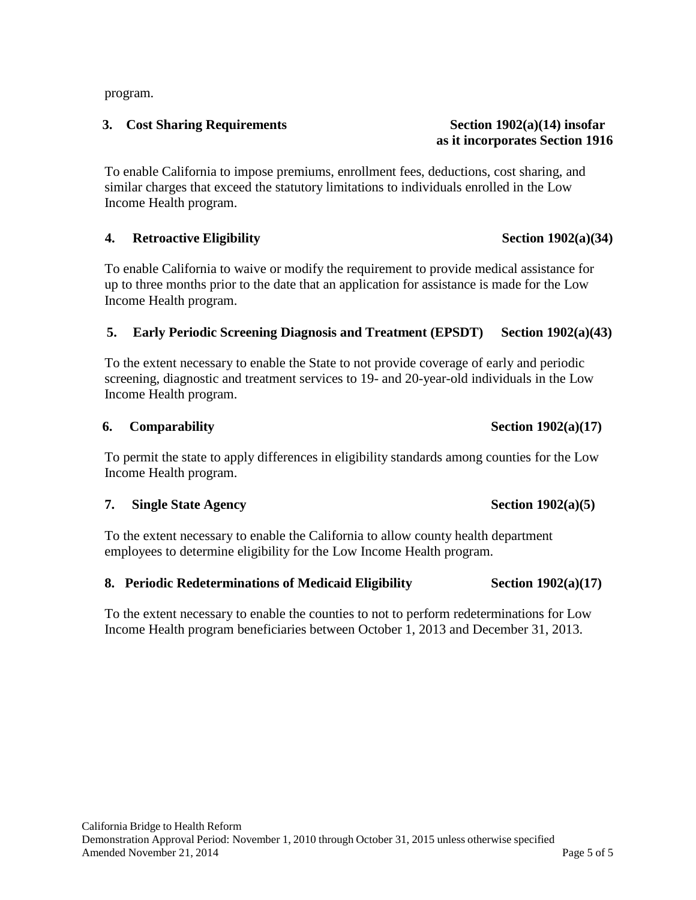program.

**3. Cost Sharing Requirements** **Section 1902(a)(14) insofar as it incorporates Section 1916**

To enable California to impose premiums, enrollment fees, deductions, cost sharing, and similar charges that exceed the statutory limitations to individuals enrolled in the Low Income Health program.

**4. Retroactive Eligibility** **Section 1902(a)(34)**

To enable California to waive or modify the requirement to provide medical assistance for up to three months prior to the date that an application for assistance is made for the Low Income Health program.

**5. Early Periodic Screening Diagnosis and Treatment (EPSDT)** **Section 1902(a)(43)**

To the extent necessary to enable the State to not provide coverage of early and periodic screening, diagnostic and treatment services to 19- and 20-year-old individuals in the Low Income Health program.

**6. Comparability** **Section 1902(a)(17)**

To permit the state to apply differences in eligibility standards among counties for the Low Income Health program.

**7. Single State Agency** **Section 1902(a)(5)**

To the extent necessary to enable the California to allow county health department employees to determine eligibility for the Low Income Health program.

**8. Periodic Redeterminations of Medicaid Eligibility** **Section 1902(a)(17)**

To the extent necessary to enable the counties to not to perform redeterminations for Low Income Health program beneficiaries between October 1, 2013 and December 31, 2013.